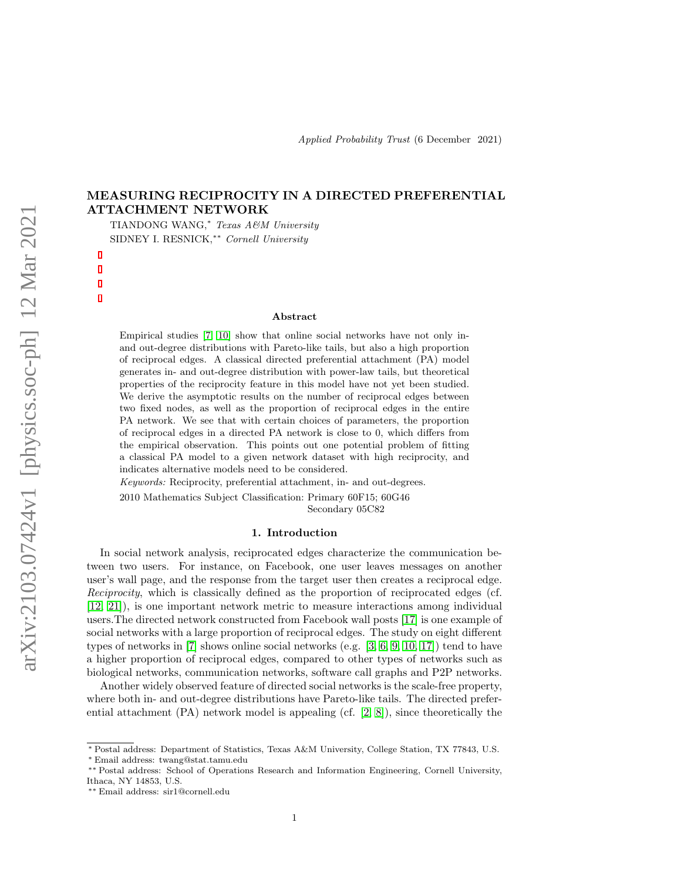Applied Probability Trust (6 December 2021)

# MEASURING RECIPROCITY IN A DIRECTED PREFERENTIAL ATTACHMENT NETWORK

TIANDONG WANG,* *Texas A&M University*

SIDNEY I. RESNICK,** *Cornell University*

### Abstract

Empirical studies [7, 10] show that online social networks have not only in- and out-degree distributions with Pareto-like tails, but also a high proportion of reciprocal edges. A classical directed preferential attachment (PA) model generates in- and out-degree distribution with power-law tails, but theoretical properties of the reciprocity feature in this model have not yet been studied. We derive the asymptotic results on the number of reciprocal edges between two fixed nodes, as well as the proportion of reciprocal edges in the entire PA network. We see that with certain choices of parameters, the proportion of reciprocal edges in a directed PA network is close to 0, which differs from the empirical observation. This points out one potential problem of fitting a classical PA model to a given network dataset with high reciprocity, and indicates alternative models need to be considered.

*Keywords:* Reciprocity, preferential attachment, in- and out-degrees.

2010 Mathematics Subject Classification: Primary 60F15; 60G46
Secondary 05C82

## 1. Introduction

In social network analysis, reciprocated edges characterize the communication between two users. For instance, on Facebook, one user leaves messages on another user's wall page, and the response from the target user then creates a reciprocal edge. *Reciprocity*, which is classically defined as the proportion of reciprocated edges (cf. [12, 21]), is one important network metric to measure interactions among individual users.The directed network constructed from Facebook wall posts [17] is one example of social networks with a large proportion of reciprocal edges. The study on eight different types of networks in [7] shows online social networks (e.g. [3, 6, 9, 10, 17]) tend to have a higher proportion of reciprocal edges, compared to other types of networks such as biological networks, communication networks, software call graphs and P2P networks.

Another widely observed feature of directed social networks is the scale-free property, where both in- and out-degree distributions have Pareto-like tails. The directed preferential attachment (PA) network model is appealing (cf. [2, 8]), since theoretically the

---

* Postal address: Department of Statistics, Texas A&M University, College Station, TX 77843, U.S.
* Email address: twang@stat.tamu.edu
** Postal address: School of Operations Research and Information Engineering, Cornell University, Ithaca, NY 14853, U.S.
** Email address: sir1@cornell.edu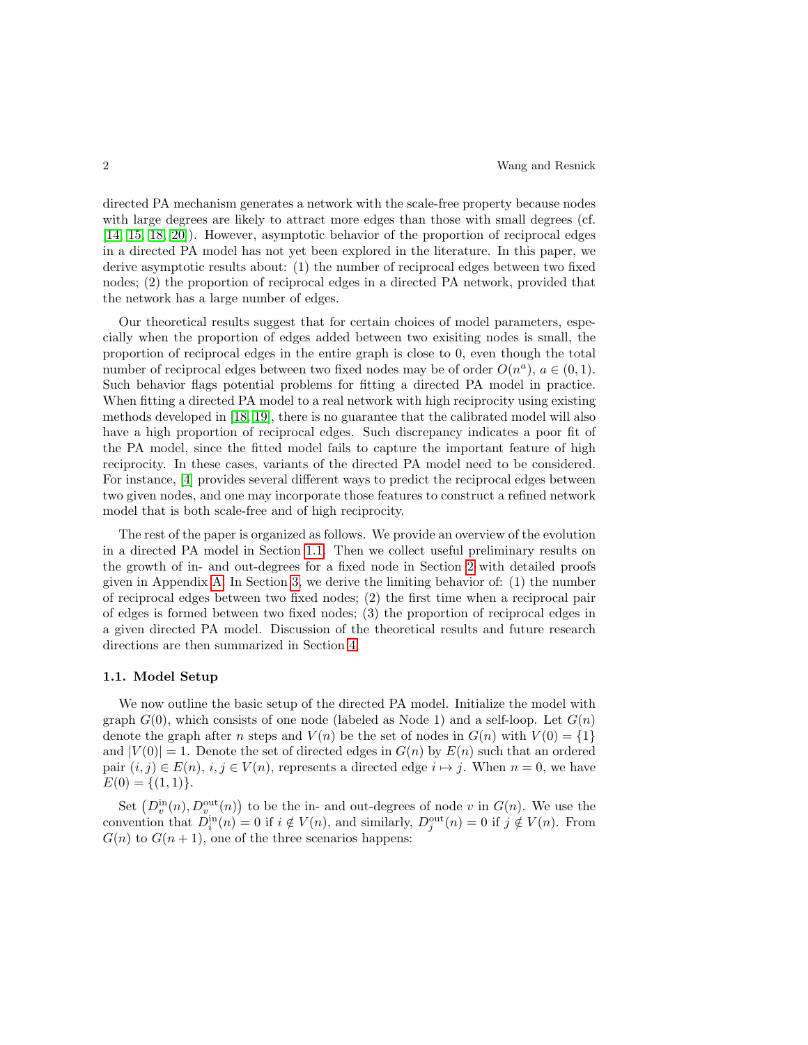directed PA mechanism generates a network with the scale-free property because nodes with large degrees are likely to attract more edges than those with small degrees (cf. [14, 15, 18, 20]). However, asymptotic behavior of the proportion of reciprocal edges in a directed PA model has not yet been explored in the literature. In this paper, we derive asymptotic results about: (1) the number of reciprocal edges between two fixed nodes; (2) the proportion of reciprocal edges in a directed PA network, provided that the network has a large number of edges.

Our theoretical results suggest that for certain choices of model parameters, especially when the proportion of edges added between two exisiting nodes is small, the proportion of reciprocal edges in the entire graph is close to 0, even though the total number of reciprocal edges between two fixed nodes may be of order $O(n^a)$, $a \in (0, 1)$. Such behavior flags potential problems for fitting a directed PA model in practice. When fitting a directed PA model to a real network with high reciprocity using existing methods developed in [18, 19], there is no guarantee that the calibrated model will also have a high proportion of reciprocal edges. Such discrepancy indicates a poor fit of the PA model, since the fitted model fails to capture the important feature of high reciprocity. In these cases, variants of the directed PA model need to be considered. For instance, [4] provides several different ways to predict the reciprocal edges between two given nodes, and one may incorporate those features to construct a refined network model that is both scale-free and of high reciprocity.

The rest of the paper is organized as follows. We provide an overview of the evolution in a directed PA model in Section 1.1. Then we collect useful preliminary results on the growth of in- and out-degrees for a fixed node in Section 2 with detailed proofs given in Appendix A. In Section 3, we derive the limiting behavior of: (1) the number of reciprocal edges between two fixed nodes; (2) the first time when a reciprocal pair of edges is formed between two fixed nodes; (3) the proportion of reciprocal edges in a given directed PA model. Discussion of the theoretical results and future research directions are then summarized in Section 4.

### 1.1. Model Setup

We now outline the basic setup of the directed PA model. Initialize the model with graph $G(0)$, which consists of one node (labeled as Node 1) and a self-loop. Let $G(n)$ denote the graph after $n$ steps and $V(n)$ be the set of nodes in $G(n)$ with $V(0) = \{1\}$ and $|V(0)| = 1$. Denote the set of directed edges in $G(n)$ by $E(n)$ such that an ordered pair $(i, j) \in E(n)$, $i, j \in V(n)$, represents a directed edge $i \mapsto j$. When $n = 0$, we have $E(0) = \{(1, 1)\}$.

Set $\left(D_v^{\text{in}}(n), D_v^{\text{out}}(n)\right)$ to be the in- and out-degrees of node $v$ in $G(n)$. We use the convention that $D_i^{\text{in}}(n) = 0$ if $i \notin V(n)$, and similarly, $D_j^{\text{out}}(n) = 0$ if $j \notin V(n)$. From $G(n)$ to $G(n+1)$, one of the three scenarios happens: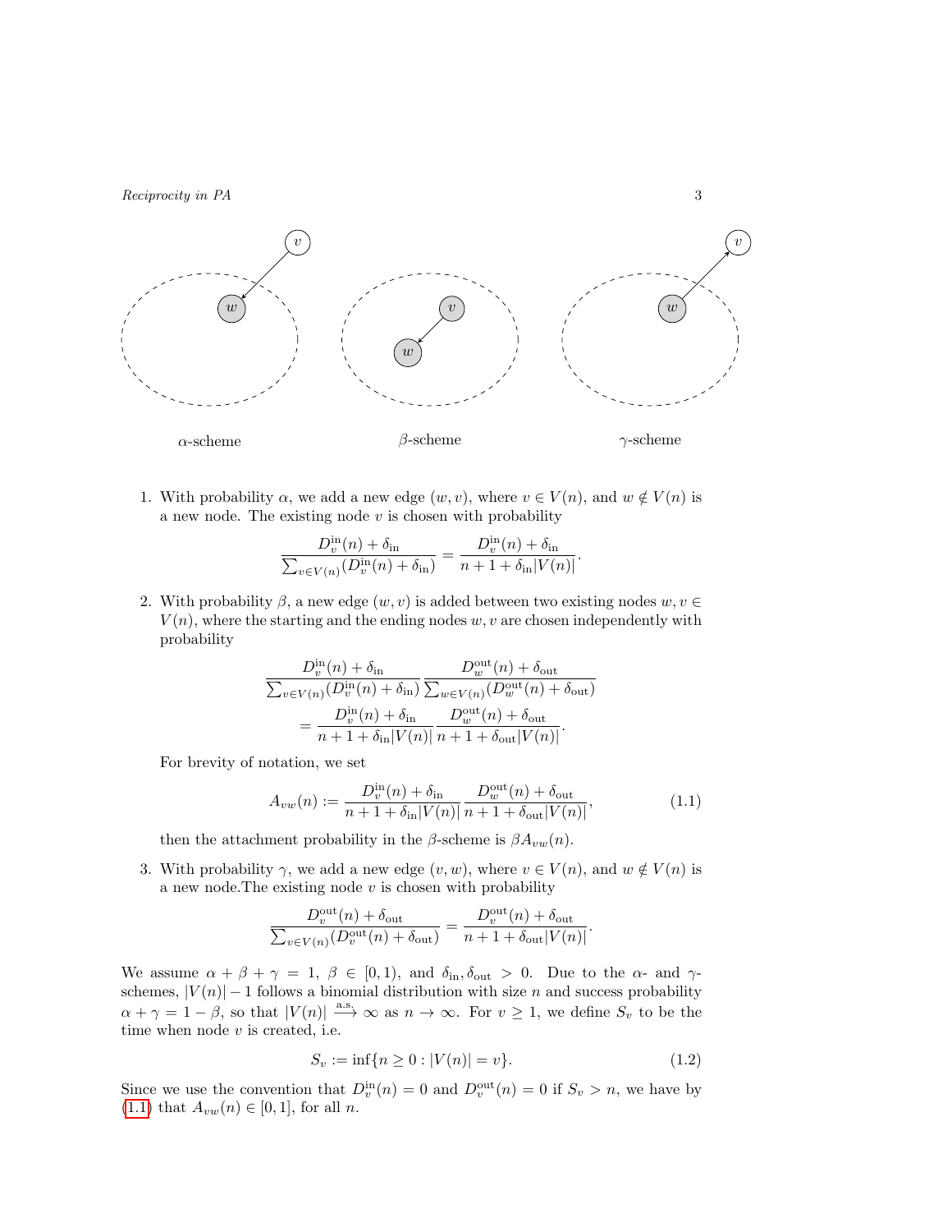α-scheme β-scheme γ-scheme

1. With probability $\alpha$, we add a new edge $(w, v)$, where $v \in V(n)$, and $w \notin V(n)$ is a new node. The existing node $v$ is chosen with probability

$$\frac{D_v^{\text{in}}(n) + \delta_{\text{in}}}{\sum_{v \in V(n)} (D_v^{\text{in}}(n) + \delta_{\text{in}})} = \frac{D_v^{\text{in}}(n) + \delta_{\text{in}}}{n + 1 + \delta_{\text{in}} |V(n)|}.$$

2. With probability $\beta$, a new edge $(w, v)$ is added between two existing nodes $w, v \in V(n)$, where the starting and the ending nodes $w, v$ are chosen independently with probability

$$\frac{D_v^{\text{in}}(n) + \delta_{\text{in}}}{\sum_{v \in V(n)} (D_v^{\text{in}}(n) + \delta_{\text{in}})} \frac{D_w^{\text{out}}(n) + \delta_{\text{out}}}{\sum_{w \in V(n)} (D_w^{\text{out}}(n) + \delta_{\text{out}})}$$
$$= \frac{D_v^{\text{in}}(n) + \delta_{\text{in}}}{n + 1 + \delta_{\text{in}} |V(n)|} \frac{D_w^{\text{out}}(n) + \delta_{\text{out}}}{n + 1 + \delta_{\text{out}} |V(n)|}.$$

   For brevity of notation, we set

$$A_{vw}(n) := \frac{D_v^{\text{in}}(n) + \delta_{\text{in}}}{n + 1 + \delta_{\text{in}} |V(n)|} \frac{D_w^{\text{out}}(n) + \delta_{\text{out}}}{n + 1 + \delta_{\text{out}} |V(n)|}, \tag{1.1}$$

   then the attachment probability in the $\beta$-scheme is $\beta A_{vw}(n)$.

3. With probability $\gamma$, we add a new edge $(v, w)$, where $v \in V(n)$, and $w \notin V(n)$ is a new node.The existing node $v$ is chosen with probability

$$\frac{D_v^{\text{out}}(n) + \delta_{\text{out}}}{\sum_{v \in V(n)} (D_v^{\text{out}}(n) + \delta_{\text{out}})} = \frac{D_v^{\text{out}}(n) + \delta_{\text{out}}}{n + 1 + \delta_{\text{out}} |V(n)|}.$$

We assume $\alpha + \beta + \gamma = 1$, $\beta \in [0, 1)$, and $\delta_{\text{in}}, \delta_{\text{out}} > 0$. Due to the $\alpha$- and $\gamma$-schemes, $|V(n)| - 1$ follows a binomial distribution with size $n$ and success probability $\alpha + \gamma = 1 - \beta$, so that $|V(n)| \xrightarrow{\text{a.s.}} \infty$ as $n \to \infty$. For $v \geq 1$, we define $S_v$ to be the time when node $v$ is created, i.e.

$$S_v := \inf\{n \geq 0 : |V(n)| = v\}. \tag{1.2}$$

Since we use the convention that $D_v^{\text{in}}(n) = 0$ and $D_v^{\text{out}}(n) = 0$ if $S_v > n$, we have by (1.1) that $A_{vw}(n) \in [0, 1]$, for all $n$.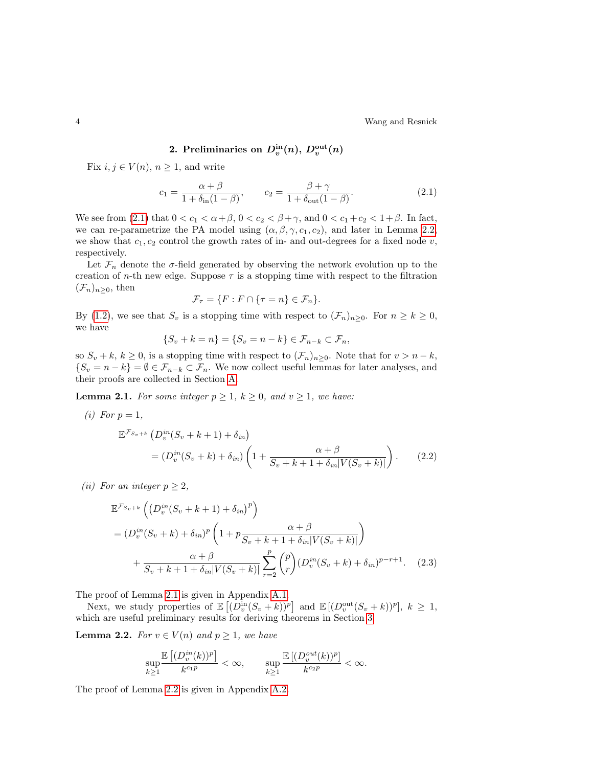## 2. Preliminaries on $D_v^{\text{in}}(n)$, $D_v^{\text{out}}(n)$

Fix $i, j \in V(n)$, $n \geq 1$, and write

$$c_1 = \frac{\alpha+\beta}{1+\delta_{\text{in}}(1-\beta)}, \qquad c_2 = \frac{\beta+\gamma}{1+\delta_{\text{out}}(1-\beta)}. \tag{2.1}$$

We see from (2.1) that $0 < c_1 < \alpha+\beta$, $0 < c_2 < \beta+\gamma$, and $0 < c_1 + c_2 < 1+\beta$. In fact, we can re-parametrize the PA model using $(\alpha, \beta, \gamma, c_1, c_2)$, and later in Lemma 2.2, we show that $c_1, c_2$ control the growth rates of in- and out-degrees for a fixed node $v$, respectively.

Let $\mathcal{F}_n$ denote the $\sigma$-field generated by observing the network evolution up to the creation of $n$-th new edge. Suppose $\tau$ is a stopping time with respect to the filtration $(\mathcal{F}_n)_{n\geq 0}$, then

$$\mathcal{F}_\tau = \{F : F \cap \{\tau = n\} \in \mathcal{F}_n\}.$$

By (1.2), we see that $S_v$ is a stopping time with respect to $(\mathcal{F}_n)_{n\geq 0}$. For $n \geq k \geq 0$, we have

$$\{S_v + k = n\} = \{S_v = n-k\} \in \mathcal{F}_{n-k} \subset \mathcal{F}_n,$$

so $S_v + k$, $k \geq 0$, is a stopping time with respect to $(\mathcal{F}_n)_{n\geq 0}$. Note that for $v > n-k$, $\{S_v = n-k\} = \emptyset \in \mathcal{F}_{n-k} \subset \mathcal{F}_n$. We now collect useful lemmas for later analyses, and their proofs are collected in Section A.

**Lemma 2.1.** *For some integer $p \geq 1$, $k \geq 0$, and $v \geq 1$, we have:*

*(i) For $p = 1$,*

$$\begin{aligned}
&\mathbb{E}^{\mathcal{F}_{S_v+k}}\left(D_v^{in}(S_v+k+1)+\delta_{in}\right) \\
&\qquad = \left(D_v^{in}(S_v+k)+\delta_{in}\right)\left(1+\frac{\alpha+\beta}{S_v+k+1+\delta_{in}|V(S_v+k)|}\right).
\end{aligned} \tag{2.2}$$

*(ii) For an integer $p \geq 2$,*

$$\begin{aligned}
&\mathbb{E}^{\mathcal{F}_{S_v+k}}\left(\left(D_v^{in}(S_v+k+1)+\delta_{in}\right)^p\right) \\
&= \left(D_v^{in}(S_v+k)+\delta_{in}\right)^p\left(1+p\frac{\alpha+\beta}{S_v+k+1+\delta_{in}|V(S_v+k)|}\right) \\
&\qquad + \frac{\alpha+\beta}{S_v+k+1+\delta_{in}|V(S_v+k)|}\sum_{r=2}^{p}\binom{p}{r}\left(D_v^{in}(S_v+k)+\delta_{in}\right)^{p-r+1}.
\end{aligned} \tag{2.3}$$

The proof of Lemma 2.1 is given in Appendix A.1.

Next, we study properties of $\mathbb{E}\left[(D_v^{\text{in}}(S_v+k))^p\right]$ and $\mathbb{E}\left[(D_v^{\text{out}}(S_v+k))^p\right]$, $k \geq 1$, which are useful preliminary results for deriving theorems in Section 3.

**Lemma 2.2.** *For $v \in V(n)$ and $p \geq 1$, we have*

$$\sup_{k\geq 1}\frac{\mathbb{E}\left[(D_v^{in}(k))^p\right]}{k^{c_1 p}} < \infty, \qquad \sup_{k\geq 1}\frac{\mathbb{E}\left[(D_v^{out}(k))^p\right]}{k^{c_2 p}} < \infty.$$

The proof of Lemma 2.2 is given in Appendix A.2.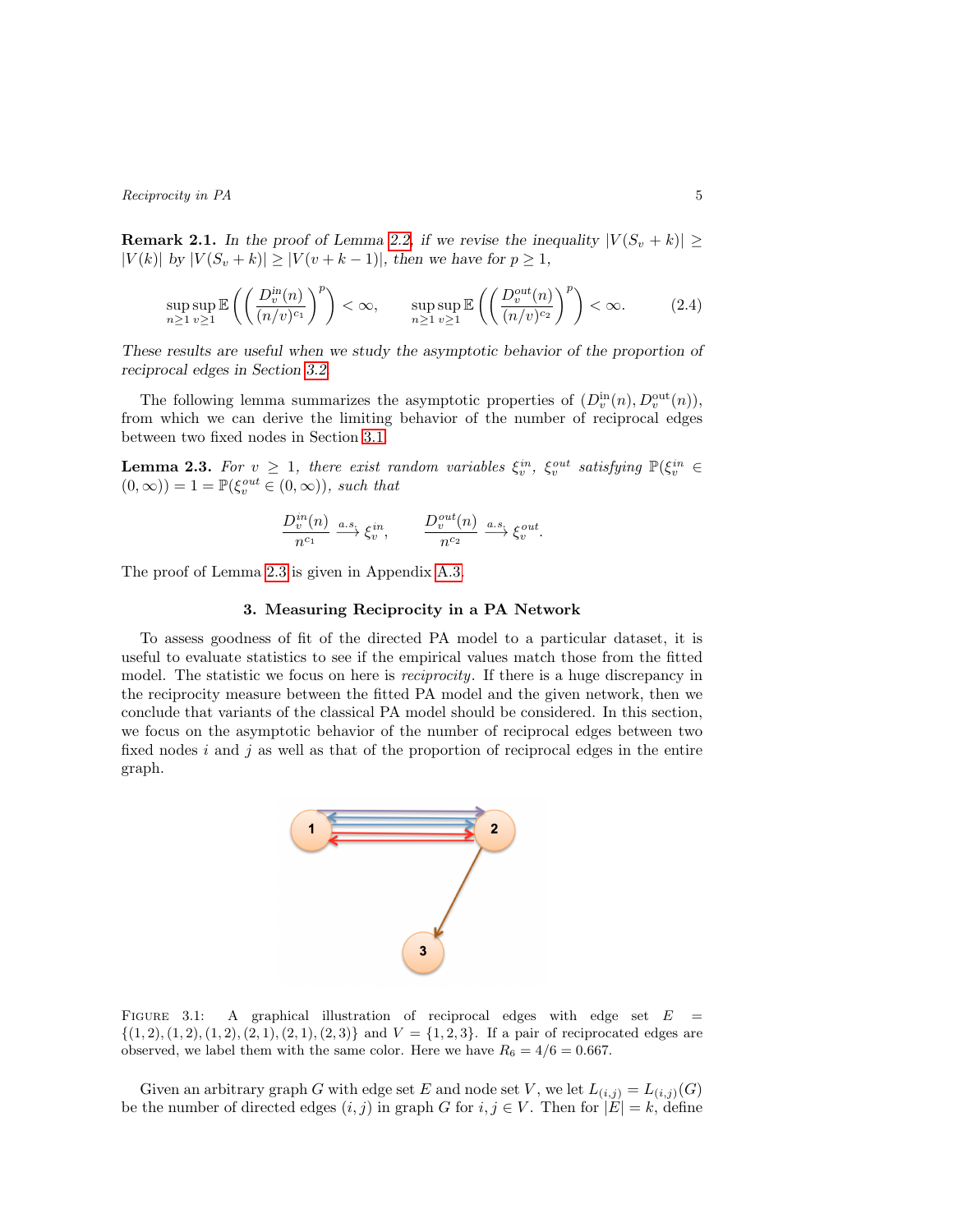**Remark 2.1.** *In the proof of Lemma 2.2, if we revise the inequality $|V(S_v + k)| \geq |V(k)|$ by $|V(S_v + k)| \geq |V(v + k - 1)|$, then we have for $p \geq 1$,*

$$\sup_{n\geq 1}\sup_{v\geq 1}\mathbb{E}\left(\left(\frac{D_v^{in}(n)}{(n/v)^{c_1}}\right)^p\right) < \infty, \qquad \sup_{n\geq 1}\sup_{v\geq 1}\mathbb{E}\left(\left(\frac{D_v^{out}(n)}{(n/v)^{c_2}}\right)^p\right) < \infty. \tag{2.4}$$

*These results are useful when we study the asymptotic behavior of the proportion of reciprocal edges in Section 3.2.*

The following lemma summarizes the asymptotic properties of $(D_v^{\text{in}}(n), D_v^{\text{out}}(n))$, from which we can derive the limiting behavior of the number of reciprocal edges between two fixed nodes in Section 3.1.

**Lemma 2.3.** *For $v \geq 1$, there exist random variables $\xi_v^{in}$, $\xi_v^{out}$ satisfying $\mathbb{P}(\xi_v^{in} \in (0,\infty)) = 1 = \mathbb{P}(\xi_v^{out} \in (0,\infty))$, such that*

$$\frac{D_v^{in}(n)}{n^{c_1}} \xrightarrow{a.s.} \xi_v^{in}, \qquad \frac{D_v^{out}(n)}{n^{c_2}} \xrightarrow{a.s.} \xi_v^{out}.$$

The proof of Lemma 2.3 is given in Appendix A.3.

## 3. Measuring Reciprocity in a PA Network

To assess goodness of fit of the directed PA model to a particular dataset, it is useful to evaluate statistics to see if the empirical values match those from the fitted model. The statistic we focus on here is *reciprocity*. If there is a huge discrepancy in the reciprocity measure between the fitted PA model and the given network, then we conclude that variants of the classical PA model should be considered. In this section, we focus on the asymptotic behavior of the number of reciprocal edges between two fixed nodes $i$ and $j$ as well as that of the proportion of reciprocal edges in the entire graph.

FIGURE 3.1: A graphical illustration of reciprocal edges with edge set $E = \{(1,2),(1,2),(1,2),(2,1),(2,1),(2,3)\}$ and $V = \{1,2,3\}$. If a pair of reciprocated edges are observed, we label them with the same color. Here we have $R_6 = 4/6 = 0.667$.

Given an arbitrary graph $G$ with edge set $E$ and node set $V$, we let $L_{(i,j)} = L_{(i,j)}(G)$ be the number of directed edges $(i,j)$ in graph $G$ for $i, j \in V$. Then for $|E| = k$, define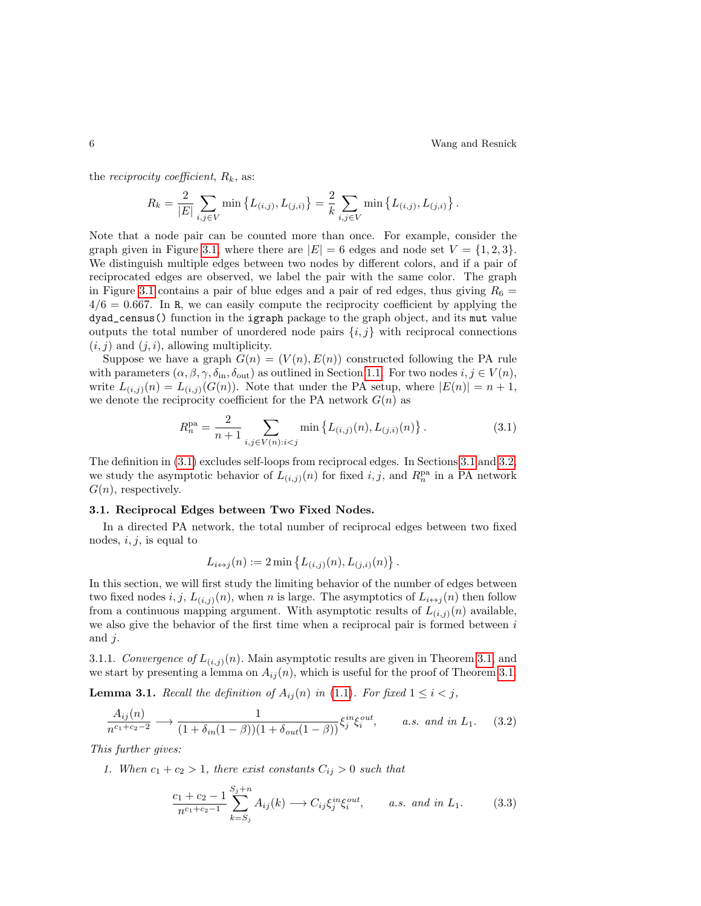the *reciprocity coefficient*, $R_k$, as:

$$R_k = \frac{2}{|E|} \sum_{i,j \in V} \min\left\{L_{(i,j)}, L_{(j,i)}\right\} = \frac{2}{k} \sum_{i,j \in V} \min\left\{L_{(i,j)}, L_{(j,i)}\right\}.$$

Note that a node pair can be counted more than once. For example, consider the graph given in Figure 3.1, where there are $|E| = 6$ edges and node set $V = \{1, 2, 3\}$. We distinguish multiple edges between two nodes by different colors, and if a pair of reciprocated edges are observed, we label the pair with the same color. The graph in Figure 3.1 contains a pair of blue edges and a pair of red edges, thus giving $R_6 = 4/6 = 0.667$. In R, we can easily compute the reciprocity coefficient by applying the `dyad_census()` function in the `igraph` package to the graph object, and its `mut` value outputs the total number of unordered node pairs $\{i, j\}$ with reciprocal connections $(i, j)$ and $(j, i)$, allowing multiplicity.

Suppose we have a graph $G(n) = (V(n), E(n))$ constructed following the PA rule with parameters $(\alpha, \beta, \gamma, \delta_{\text{in}}, \delta_{\text{out}})$ as outlined in Section 1.1. For two nodes $i, j \in V(n)$, write $L_{(i,j)}(n) = L_{(i,j)}(G(n))$. Note that under the PA setup, where $|E(n)| = n + 1$, we denote the reciprocity coefficient for the PA network $G(n)$ as

$$R_n^{\text{pa}} = \frac{2}{n+1} \sum_{i,j \in V(n): i<j} \min\left\{L_{(i,j)}(n), L_{(j,i)}(n)\right\}. \tag{3.1}$$

The definition in (3.1) excludes self-loops from reciprocal edges. In Sections 3.1 and 3.2, we study the asymptotic behavior of $L_{(i,j)}(n)$ for fixed $i, j$, and $R_n^{\text{pa}}$ in a PA network $G(n)$, respectively.

### 3.1. Reciprocal Edges between Two Fixed Nodes.

In a directed PA network, the total number of reciprocal edges between two fixed nodes, $i, j$, is equal to

$$L_{i \leftrightarrow j}(n) := 2 \min\left\{L_{(i,j)}(n), L_{(j,i)}(n)\right\}.$$

In this section, we will first study the limiting behavior of the number of edges between two fixed nodes $i, j$, $L_{(i,j)}(n)$, when $n$ is large. The asymptotics of $L_{i \leftrightarrow j}(n)$ then follow from a continuous mapping argument. With asymptotic results of $L_{(i,j)}(n)$ available, we also give the behavior of the first time when a reciprocal pair is formed between $i$ and $j$.

3.1.1. *Convergence of $L_{(i,j)}(n)$.* Main asymptotic results are given in Theorem 3.1, and we start by presenting a lemma on $A_{ij}(n)$, which is useful for the proof of Theorem 3.1.

**Lemma 3.1.** *Recall the definition of $A_{ij}(n)$ in (1.1). For fixed $1 \le i < j$,*

$$\frac{A_{ij}(n)}{n^{c_1+c_2-2}} \longrightarrow \frac{1}{(1+\delta_{in}(1-\beta))(1+\delta_{out}(1-\beta))} \xi_j^{in} \xi_i^{out}, \qquad \text{a.s. and in } L_1. \tag{3.2}$$

*This further gives:*

1. *When $c_1 + c_2 > 1$, there exist constants $C_{ij} > 0$ such that*

$$\frac{c_1 + c_2 - 1}{n^{c_1+c_2-1}} \sum_{k=S_j}^{S_j+n} A_{ij}(k) \longrightarrow C_{ij} \xi_j^{in} \xi_i^{out}, \qquad \text{a.s. and in } L_1. \tag{3.3}$$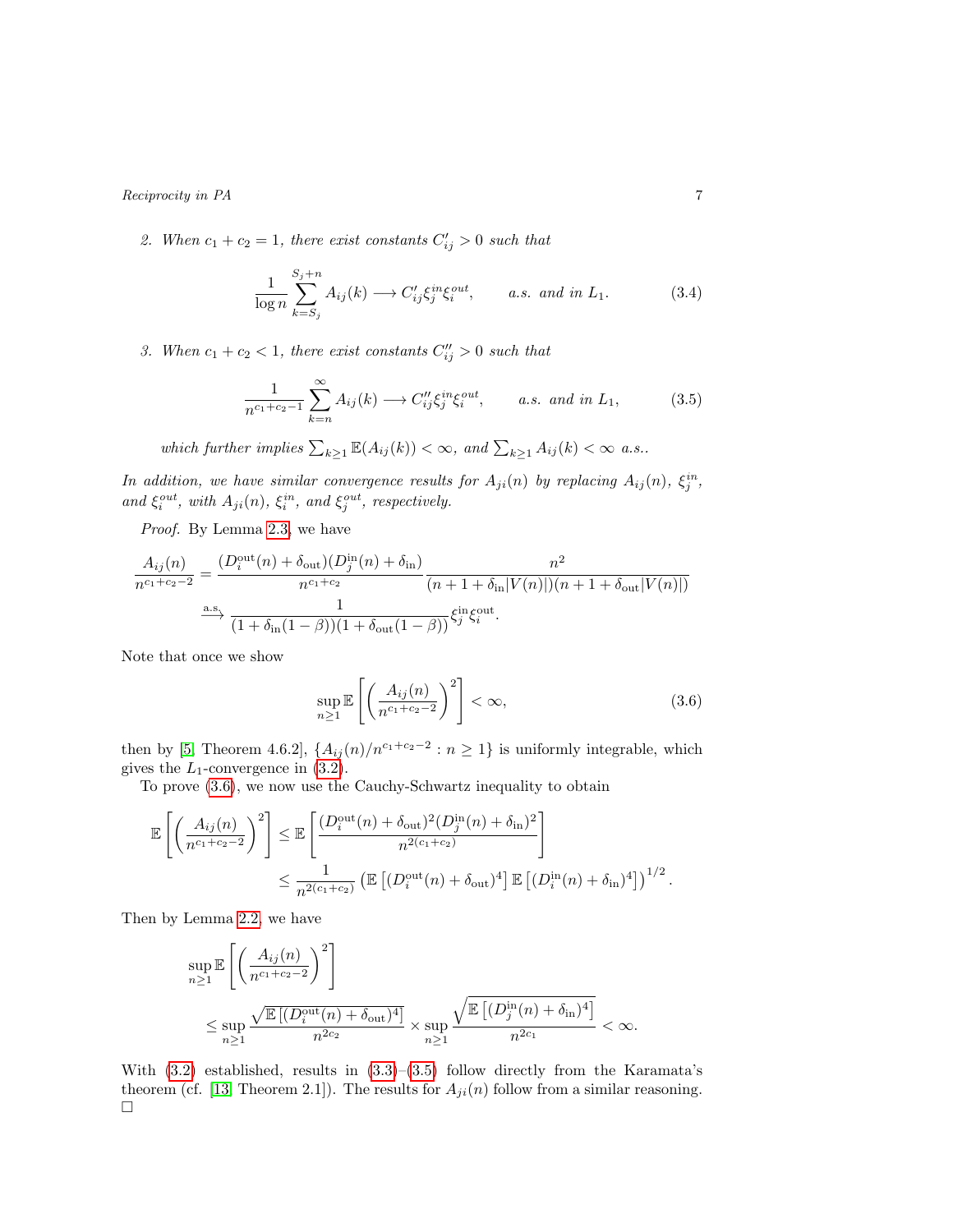2. *When $c_1 + c_2 = 1$, there exist constants $C'_{ij} > 0$ such that*

$$\frac{1}{\log n} \sum_{k=S_j}^{S_j+n} A_{ij}(k) \longrightarrow C'_{ij} \xi_j^{in} \xi_i^{out}, \qquad a.s. \text{ and in } L_1. \tag{3.4}$$

3. *When $c_1 + c_2 < 1$, there exist constants $C''_{ij} > 0$ such that*

$$\frac{1}{n^{c_1+c_2-1}} \sum_{k=n}^{\infty} A_{ij}(k) \longrightarrow C''_{ij} \xi_j^{in} \xi_i^{out}, \qquad a.s. \text{ and in } L_1, \tag{3.5}$$

*which further implies $\sum_{k\geq 1} \mathbb{E}(A_{ij}(k)) < \infty$, and $\sum_{k\geq 1} A_{ij}(k) < \infty$ a.s..*

*In addition, we have similar convergence results for $A_{ji}(n)$ by replacing $A_{ij}(n)$, $\xi_j^{in}$, and $\xi_i^{out}$, with $A_{ji}(n)$, $\xi_i^{in}$, and $\xi_j^{out}$, respectively.*

*Proof.* By Lemma 2.3, we have

$$\begin{aligned}
\frac{A_{ij}(n)}{n^{c_1+c_2-2}} &= \frac{(D_i^{\text{out}}(n) + \delta_{\text{out}})(D_j^{\text{in}}(n) + \delta_{\text{in}})}{n^{c_1+c_2}} \frac{n^2}{(n+1+\delta_{\text{in}}|V(n)|)(n+1+\delta_{\text{out}}|V(n)|)} \\
&\xrightarrow{\text{a.s.}} \frac{1}{(1+\delta_{\text{in}}(1-\beta))(1+\delta_{\text{out}}(1-\beta))} \xi_j^{\text{in}} \xi_i^{\text{out}}.
\end{aligned}$$

Note that once we show

$$\sup_{n\geq 1} \mathbb{E}\left[\left(\frac{A_{ij}(n)}{n^{c_1+c_2-2}}\right)^2\right] < \infty, \tag{3.6}$$

then by [5, Theorem 4.6.2], $\{A_{ij}(n)/n^{c_1+c_2-2} : n \geq 1\}$ is uniformly integrable, which gives the $L_1$-convergence in (3.2).

To prove (3.6), we now use the Cauchy-Schwartz inequality to obtain

$$\begin{aligned}
\mathbb{E}\left[\left(\frac{A_{ij}(n)}{n^{c_1+c_2-2}}\right)^2\right] &\leq \mathbb{E}\left[\frac{(D_i^{\text{out}}(n) + \delta_{\text{out}})^2 (D_j^{\text{in}}(n) + \delta_{\text{in}})^2}{n^{2(c_1+c_2)}}\right] \\
&\leq \frac{1}{n^{2(c_1+c_2)}} \left(\mathbb{E}\left[(D_i^{\text{out}}(n) + \delta_{\text{out}})^4\right] \mathbb{E}\left[(D_i^{\text{in}}(n) + \delta_{\text{in}})^4\right]\right)^{1/2}.
\end{aligned}$$

Then by Lemma 2.2, we have

$$\begin{aligned}
&\sup_{n\geq 1} \mathbb{E}\left[\left(\frac{A_{ij}(n)}{n^{c_1+c_2-2}}\right)^2\right] \\
&\leq \sup_{n\geq 1} \frac{\sqrt{\mathbb{E}\left[(D_i^{\text{out}}(n) + \delta_{\text{out}})^4\right]}}{n^{2c_2}} \times \sup_{n\geq 1} \frac{\sqrt{\mathbb{E}\left[(D_j^{\text{in}}(n) + \delta_{\text{in}})^4\right]}}{n^{2c_1}} < \infty.
\end{aligned}$$

With (3.2) established, results in (3.3)–(3.5) follow directly from the Karamata's theorem (cf. [13, Theorem 2.1]). The results for $A_{ji}(n)$ follow from a similar reasoning. $\square$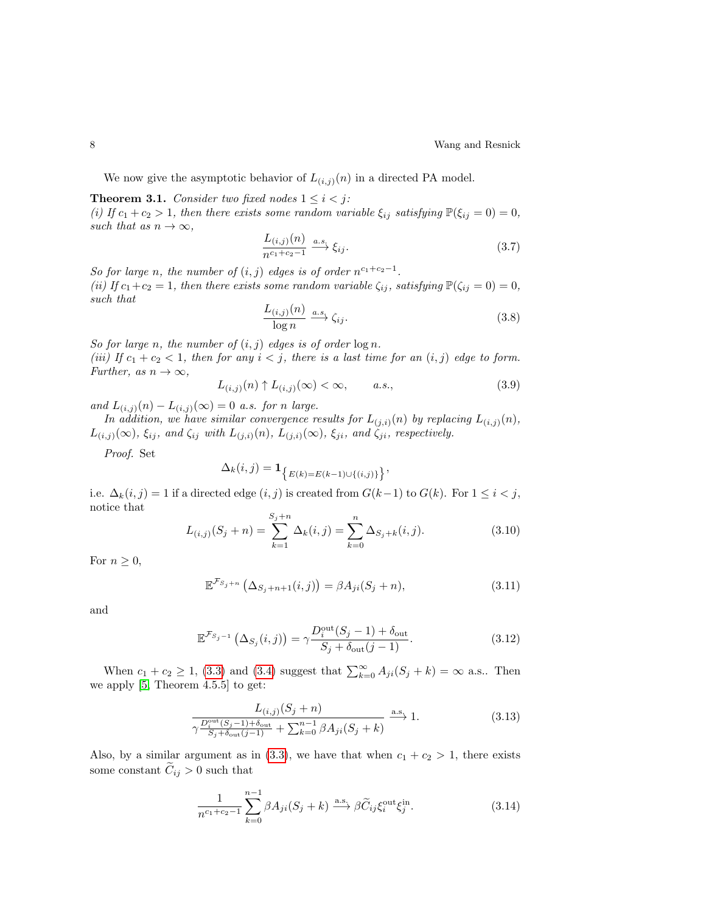We now give the asymptotic behavior of $L_{(i,j)}(n)$ in a directed PA model.

**Theorem 3.1.** *Consider two fixed nodes $1 \le i < j$:*
*(i) If $c_1 + c_2 > 1$, then there exists some random variable $\xi_{ij}$ satisfying $\mathbb{P}(\xi_{ij} = 0) = 0$, such that as $n \to \infty$,*

$$\frac{L_{(i,j)}(n)}{n^{c_1+c_2-1}} \xrightarrow{a.s.} \xi_{ij}. \tag{3.7}$$

*So for large $n$, the number of $(i,j)$ edges is of order $n^{c_1+c_2-1}$.*
*(ii) If $c_1+c_2 = 1$, then there exists some random variable $\zeta_{ij}$, satisfying $\mathbb{P}(\zeta_{ij} = 0) = 0$, such that*

$$\frac{L_{(i,j)}(n)}{\log n} \xrightarrow{a.s.} \zeta_{ij}. \tag{3.8}$$

*So for large $n$, the number of $(i,j)$ edges is of order $\log n$.*
*(iii) If $c_1 + c_2 < 1$, then for any $i < j$, there is a last time for an $(i,j)$ edge to form. Further, as $n \to \infty$,*

$$L_{(i,j)}(n) \uparrow L_{(i,j)}(\infty) < \infty, \qquad a.s., \tag{3.9}$$

*and $L_{(i,j)}(n) - L_{(i,j)}(\infty) = 0$ a.s. for $n$ large.*

*In addition, we have similar convergence results for $L_{(j,i)}(n)$ by replacing $L_{(i,j)}(n)$, $L_{(i,j)}(\infty)$, $\xi_{ij}$, and $\zeta_{ij}$ with $L_{(j,i)}(n)$, $L_{(j,i)}(\infty)$, $\xi_{ji}$, and $\zeta_{ji}$, respectively.*

*Proof.* Set

$$\Delta_k(i,j) = \mathbf{1}_{\left\{E(k)=E(k-1)\cup\{(i,j)\}\right\}},$$

i.e. $\Delta_k(i,j) = 1$ if a directed edge $(i,j)$ is created from $G(k-1)$ to $G(k)$. For $1 \le i < j$, notice that

$$L_{(i,j)}(S_j + n) = \sum_{k=1}^{S_j+n} \Delta_k(i,j) = \sum_{k=0}^{n} \Delta_{S_j+k}(i,j). \tag{3.10}$$

For $n \ge 0$,

$$\mathbb{E}^{\mathcal{F}_{S_j+n}}\left(\Delta_{S_j+n+1}(i,j)\right) = \beta A_{ji}(S_j+n), \tag{3.11}$$

and

$$\mathbb{E}^{\mathcal{F}_{S_j-1}}\left(\Delta_{S_j}(i,j)\right) = \gamma \frac{D_i^{\text{out}}(S_j-1)+\delta_{\text{out}}}{S_j + \delta_{\text{out}}(j-1)}. \tag{3.12}$$

When $c_1 + c_2 \ge 1$, (3.3) and (3.4) suggest that $\sum_{k=0}^{\infty} A_{ji}(S_j+k) = \infty$ a.s.. Then we apply [5, Theorem 4.5.5] to get:

$$\frac{L_{(i,j)}(S_j+n)}{\gamma\frac{D_i^{\text{out}}(S_j-1)+\delta_{\text{out}}}{S_j+\delta_{\text{out}}(j-1)} + \sum_{k=0}^{n-1}\beta A_{ji}(S_j+k)} \xrightarrow{\text{a.s.}} 1. \tag{3.13}$$

Also, by a similar argument as in (3.3), we have that when $c_1 + c_2 > 1$, there exists some constant $\widetilde{C}_{ij} > 0$ such that

$$\frac{1}{n^{c_1+c_2-1}} \sum_{k=0}^{n-1} \beta A_{ji}(S_j+k) \xrightarrow{\text{a.s.}} \beta \widetilde{C}_{ij} \xi_i^{\text{out}} \xi_j^{\text{in}}. \tag{3.14}$$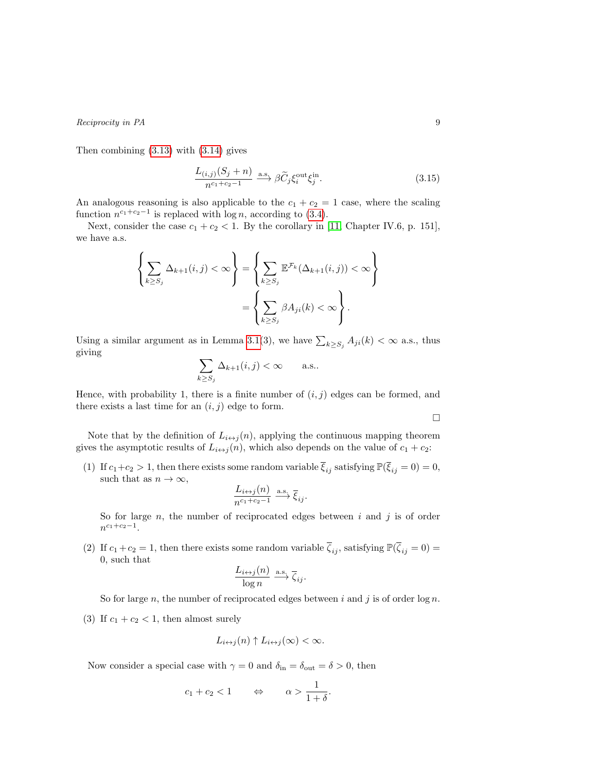Then combining (3.13) with (3.14) gives

$$\frac{L_{(i,j)}(S_j+n)}{n^{c_1+c_2-1}} \xrightarrow{\text{a.s.}} \beta \widetilde{C}_j \xi_i^{\text{out}} \xi_j^{\text{in}}. \tag{3.15}$$

An analogous reasoning is also applicable to the $c_1 + c_2 = 1$ case, where the scaling function $n^{c_1+c_2-1}$ is replaced with $\log n$, according to (3.4).

Next, consider the case $c_1 + c_2 < 1$. By the corollary in [11, Chapter IV.6, p. 151], we have a.s.

$$\begin{aligned}
\left\{ \sum_{k \geq S_j} \Delta_{k+1}(i,j) < \infty \right\} &= \left\{ \sum_{k \geq S_j} \mathbb{E}^{\mathcal{F}_k}(\Delta_{k+1}(i,j)) < \infty \right\} \\
&= \left\{ \sum_{k \geq S_j} \beta A_{ji}(k) < \infty \right\}.
\end{aligned}$$

Using a similar argument as in Lemma 3.1(3), we have $\sum_{k \geq S_j} A_{ji}(k) < \infty$ a.s., thus giving

$$\sum_{k \geq S_j} \Delta_{k+1}(i,j) < \infty \qquad \text{a.s..}$$

Hence, with probability 1, there is a finite number of $(i,j)$ edges can be formed, and there exists a last time for an $(i,j)$ edge to form.

□

Note that by the definition of $L_{i \leftrightarrow j}(n)$, applying the continuous mapping theorem gives the asymptotic results of $L_{i \leftrightarrow j}(n)$, which also depends on the value of $c_1 + c_2$:

(1) If $c_1+c_2 > 1$, then there exists some random variable $\overline{\xi}_{ij}$ satisfying $\mathbb{P}(\overline{\xi}_{ij} = 0) = 0$, such that as $n \to \infty$,

$$\frac{L_{i \leftrightarrow j}(n)}{n^{c_1+c_2-1}} \xrightarrow{\text{a.s.}} \overline{\xi}_{ij}.$$

So for large $n$, the number of reciprocated edges between $i$ and $j$ is of order $n^{c_1+c_2-1}$.

(2) If $c_1+c_2 = 1$, then there exists some random variable $\overline{\zeta}_{ij}$, satisfying $\mathbb{P}(\overline{\zeta}_{ij} = 0) = 0$, such that

$$\frac{L_{i \leftrightarrow j}(n)}{\log n} \xrightarrow{\text{a.s.}} \overline{\zeta}_{ij}.$$

So for large $n$, the number of reciprocated edges between $i$ and $j$ is of order $\log n$.

(3) If $c_1 + c_2 < 1$, then almost surely

$$L_{i \leftrightarrow j}(n) \uparrow L_{i \leftrightarrow j}(\infty) < \infty.$$

Now consider a special case with $\gamma = 0$ and $\delta_{\text{in}} = \delta_{\text{out}} = \delta > 0$, then

$$c_1 + c_2 < 1 \qquad \Leftrightarrow \qquad \alpha > \frac{1}{1+\delta}.$$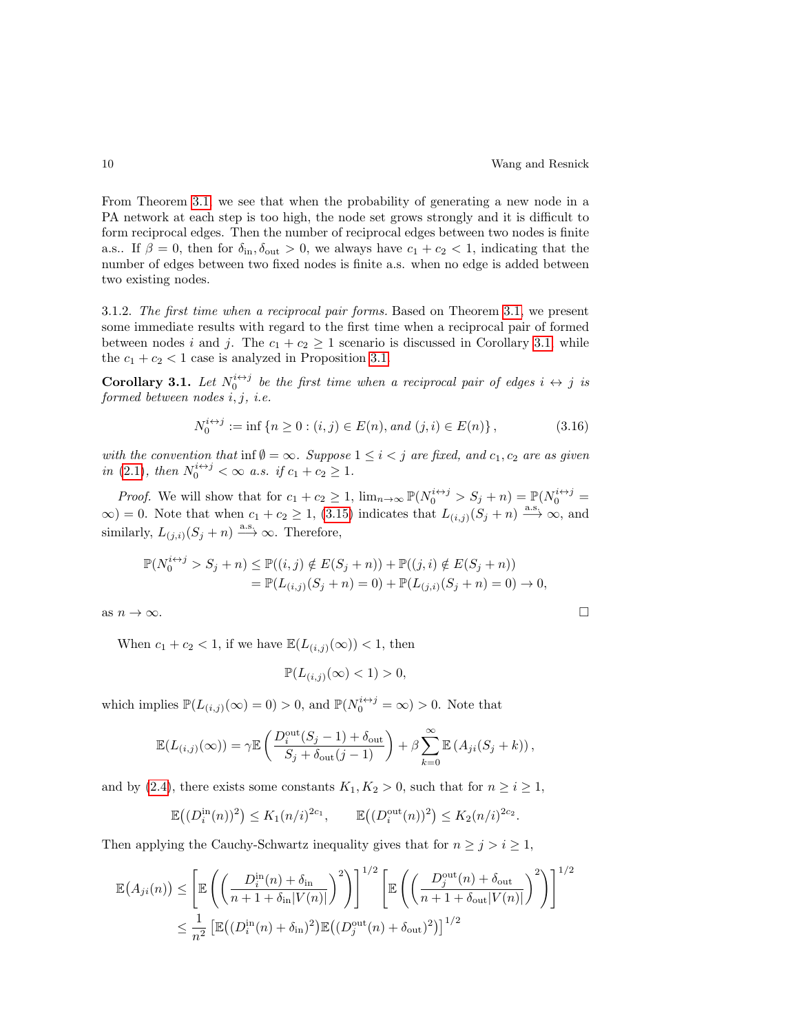From Theorem 3.1, we see that when the probability of generating a new node in a PA network at each step is too high, the node set grows strongly and it is difficult to form reciprocal edges. Then the number of reciprocal edges between two nodes is finite a.s.. If $\beta = 0$, then for $\delta_{\text{in}}, \delta_{\text{out}} > 0$, we always have $c_1 + c_2 < 1$, indicating that the number of edges between two fixed nodes is finite a.s. when no edge is added between two existing nodes.

3.1.2. *The first time when a reciprocal pair forms.* Based on Theorem 3.1, we present some immediate results with regard to the first time when a reciprocal pair of formed between nodes $i$ and $j$. The $c_1 + c_2 \geq 1$ scenario is discussed in Corollary 3.1, while the $c_1 + c_2 < 1$ case is analyzed in Proposition 3.1.

**Corollary 3.1.** *Let $N_0^{i\leftrightarrow j}$ be the first time when a reciprocal pair of edges $i \leftrightarrow j$ is formed between nodes $i, j$, i.e.*

$$N_0^{i\leftrightarrow j} := \inf\left\{n \geq 0 : (i,j) \in E(n), \text{ and } (j,i) \in E(n)\right\}, \tag{3.16}$$

*with the convention that* $\inf \emptyset = \infty$. *Suppose* $1 \leq i < j$ *are fixed, and* $c_1, c_2$ *are as given in* (2.1), *then* $N_0^{i\leftrightarrow j} < \infty$ *a.s. if* $c_1 + c_2 \geq 1$.

*Proof.* We will show that for $c_1 + c_2 \geq 1$, $\lim_{n\to\infty} \mathbb{P}(N_0^{i\leftrightarrow j} > S_j + n) = \mathbb{P}(N_0^{i\leftrightarrow j} = \infty) = 0$. Note that when $c_1 + c_2 \geq 1$, (3.15) indicates that $L_{(i,j)}(S_j + n) \xrightarrow{\text{a.s.}} \infty$, and similarly, $L_{(j,i)}(S_j + n) \xrightarrow{\text{a.s.}} \infty$. Therefore,

$$\begin{aligned}
\mathbb{P}(N_0^{i\leftrightarrow j} > S_j + n) &\leq \mathbb{P}((i,j) \notin E(S_j + n)) + \mathbb{P}((j,i) \notin E(S_j + n)) \\
&= \mathbb{P}(L_{(i,j)}(S_j + n) = 0) + \mathbb{P}(L_{(j,i)}(S_j + n) = 0) \to 0,
\end{aligned}$$

as $n \to \infty$. $\square$

When $c_1 + c_2 < 1$, if we have $\mathbb{E}(L_{(i,j)}(\infty)) < 1$, then

$$\mathbb{P}(L_{(i,j)}(\infty) < 1) > 0,$$

which implies $\mathbb{P}(L_{(i,j)}(\infty) = 0) > 0$, and $\mathbb{P}(N_0^{i\leftrightarrow j} = \infty) > 0$. Note that

$$\mathbb{E}(L_{(i,j)}(\infty)) = \gamma \mathbb{E}\left(\frac{D_i^{\text{out}}(S_j - 1) + \delta_{\text{out}}}{S_j + \delta_{\text{out}}(j-1)}\right) + \beta \sum_{k=0}^{\infty} \mathbb{E}\left(A_{ji}(S_j + k)\right),$$

and by (2.4), there exists some constants $K_1, K_2 > 0$, such that for $n \geq i \geq 1$,

$$\mathbb{E}\big((D_i^{\text{in}}(n))^2\big) \leq K_1 (n/i)^{2c_1}, \qquad \mathbb{E}\big((D_i^{\text{out}}(n))^2\big) \leq K_2 (n/i)^{2c_2}.$$

Then applying the Cauchy-Schwartz inequality gives that for $n \geq j > i \geq 1$,

$$\begin{aligned}
\mathbb{E}\big(A_{ji}(n)\big) &\leq \left[\mathbb{E}\left(\left(\frac{D_i^{\text{in}}(n) + \delta_{\text{in}}}{n + 1 + \delta_{\text{in}}|V(n)|}\right)^2\right)\right]^{1/2} \left[\mathbb{E}\left(\left(\frac{D_j^{\text{out}}(n) + \delta_{\text{out}}}{n + 1 + \delta_{\text{out}}|V(n)|}\right)^2\right)\right]^{1/2} \\
&\leq \frac{1}{n^2}\left[\mathbb{E}\big((D_i^{\text{in}}(n) + \delta_{\text{in}})^2\big)\mathbb{E}\big((D_j^{\text{out}}(n) + \delta_{\text{out}})^2\big)\right]^{1/2}
\end{aligned}$$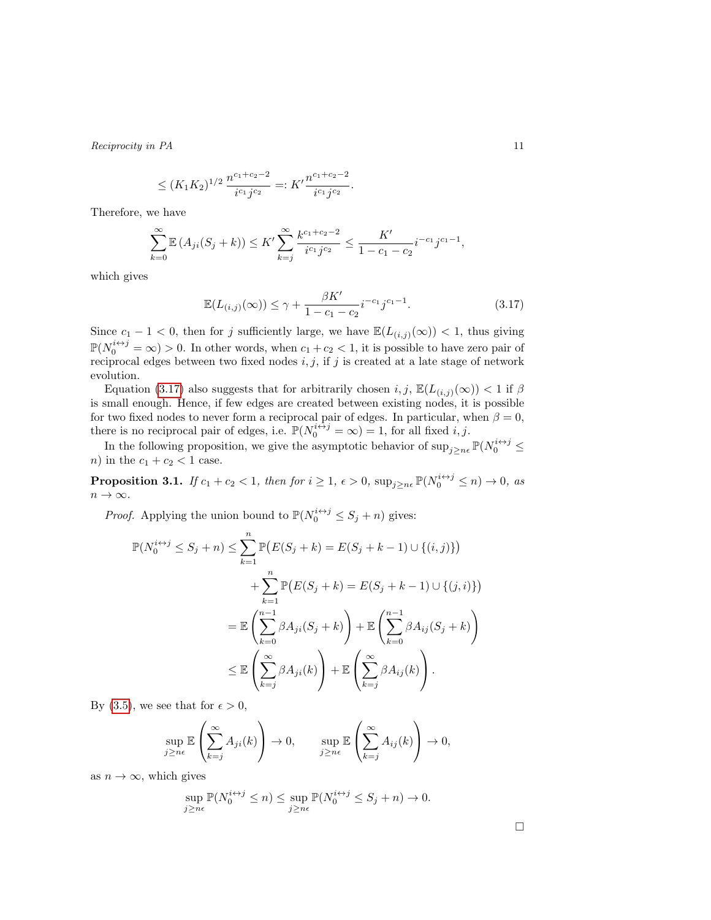$$\leq (K_1 K_2)^{1/2} \frac{n^{c_1+c_2-2}}{i^{c_1} j^{c_2}} =: K' \frac{n^{c_1+c_2-2}}{i^{c_1} j^{c_2}}.$$

Therefore, we have

$$\sum_{k=0}^{\infty} \mathbb{E}\left(A_{ji}(S_j + k)\right) \leq K' \sum_{k=j}^{\infty} \frac{k^{c_1+c_2-2}}{i^{c_1} j^{c_2}} \leq \frac{K'}{1 - c_1 - c_2} i^{-c_1} j^{c_1 - 1},$$

which gives

$$\mathbb{E}(L_{(i,j)}(\infty)) \leq \gamma + \frac{\beta K'}{1 - c_1 - c_2} i^{-c_1} j^{c_1 - 1}. \tag{3.17}$$

Since $c_1 - 1 < 0$, then for $j$ sufficiently large, we have $\mathbb{E}(L_{(i,j)}(\infty)) < 1$, thus giving $\mathbb{P}(N_0^{i \leftrightarrow j} = \infty) > 0$. In other words, when $c_1 + c_2 < 1$, it is possible to have zero pair of reciprocal edges between two fixed nodes $i, j$, if $j$ is created at a late stage of network evolution.

Equation (3.17) also suggests that for arbitrarily chosen $i, j$, $\mathbb{E}(L_{(i,j)}(\infty)) < 1$ if $\beta$ is small enough. Hence, if few edges are created between existing nodes, it is possible for two fixed nodes to never form a reciprocal pair of edges. In particular, when $\beta = 0$, there is no reciprocal pair of edges, i.e. $\mathbb{P}(N_0^{i \leftrightarrow j} = \infty) = 1$, for all fixed $i, j$.

In the following proposition, we give the asymptotic behavior of $\sup_{j \geq n\epsilon} \mathbb{P}(N_0^{i \leftrightarrow j} \leq n)$ in the $c_1 + c_2 < 1$ case.

**Proposition 3.1.** *If $c_1 + c_2 < 1$, then for $i \geq 1$, $\epsilon > 0$, $\sup_{j \geq n\epsilon} \mathbb{P}(N_0^{i \leftrightarrow j} \leq n) \to 0$, as $n \to \infty$.*

*Proof.* Applying the union bound to $\mathbb{P}(N_0^{i \leftrightarrow j} \leq S_j + n)$ gives:

$$\begin{aligned}
\mathbb{P}(N_0^{i \leftrightarrow j} \leq S_j + n) &\leq \sum_{k=1}^{n} \mathbb{P}\big(E(S_j + k) = E(S_j + k - 1) \cup \{(i, j)\}\big) \\
&\quad + \sum_{k=1}^{n} \mathbb{P}\big(E(S_j + k) = E(S_j + k - 1) \cup \{(j, i)\}\big) \\
&= \mathbb{E}\left(\sum_{k=0}^{n-1} \beta A_{ji}(S_j + k)\right) + \mathbb{E}\left(\sum_{k=0}^{n-1} \beta A_{ij}(S_j + k)\right) \\
&\leq \mathbb{E}\left(\sum_{k=j}^{\infty} \beta A_{ji}(k)\right) + \mathbb{E}\left(\sum_{k=j}^{\infty} \beta A_{ij}(k)\right).
\end{aligned}$$

By (3.5), we see that for $\epsilon > 0$,

$$\sup_{j \geq n\epsilon} \mathbb{E}\left(\sum_{k=j}^{\infty} A_{ji}(k)\right) \to 0, \qquad \sup_{j \geq n\epsilon} \mathbb{E}\left(\sum_{k=j}^{\infty} A_{ij}(k)\right) \to 0,$$

as $n \to \infty$, which gives

$$\sup_{j \geq n\epsilon} \mathbb{P}(N_0^{i \leftrightarrow j} \leq n) \leq \sup_{j \geq n\epsilon} \mathbb{P}(N_0^{i \leftrightarrow j} \leq S_j + n) \to 0.$$

□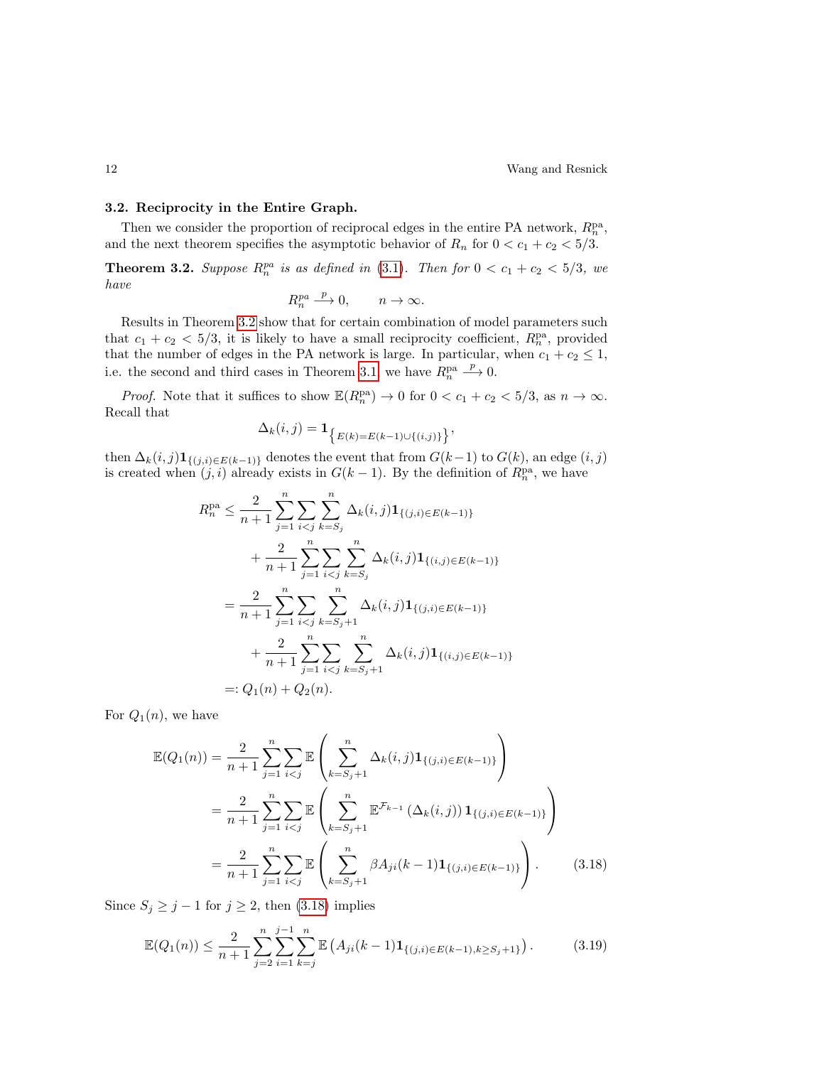### 3.2. Reciprocity in the Entire Graph.

Then we consider the proportion of reciprocal edges in the entire PA network, $R_n^{\rm pa}$, and the next theorem specifies the asymptotic behavior of $R_n$ for $0 < c_1 + c_2 < 5/3$.

**Theorem 3.2.** *Suppose $R_n^{pa}$ is as defined in (3.1). Then for $0 < c_1 + c_2 < 5/3$, we have*

$$R_n^{pa} \stackrel{p}{\longrightarrow} 0, \qquad n \to \infty.$$

Results in Theorem 3.2 show that for certain combination of model parameters such that $c_1 + c_2 < 5/3$, it is likely to have a small reciprocity coefficient, $R_n^{\rm pa}$, provided that the number of edges in the PA network is large. In particular, when $c_1 + c_2 \le 1$, i.e. the second and third cases in Theorem 3.1 we have $R_n^{\rm pa} \stackrel{p}{\longrightarrow} 0$.

*Proof.* Note that it suffices to show $\mathbb{E}(R_n^{\rm pa}) \to 0$ for $0 < c_1 + c_2 < 5/3$, as $n \to \infty$. Recall that

$$\Delta_k(i,j) = \mathbf{1}_{\left\{E(k)=E(k-1)\cup\{(i,j)\}\right\}},$$

then $\Delta_k(i,j)\mathbf{1}_{\{(j,i)\in E(k-1)\}}$ denotes the event that from $G(k-1)$ to $G(k)$, an edge $(i,j)$ is created when $(j,i)$ already exists in $G(k-1)$. By the definition of $R_n^{\rm pa}$, we have

$$\begin{aligned}
R_n^{\rm pa} &\le \frac{2}{n+1}\sum_{j=1}^n\sum_{i<j}\sum_{k=S_j}^n \Delta_k(i,j)\mathbf{1}_{\{(j,i)\in E(k-1)\}} \\
&\quad + \frac{2}{n+1}\sum_{j=1}^n\sum_{i<j}\sum_{k=S_j}^n \Delta_k(i,j)\mathbf{1}_{\{(i,j)\in E(k-1)\}} \\
&= \frac{2}{n+1}\sum_{j=1}^n\sum_{i<j}\sum_{k=S_j+1}^n \Delta_k(i,j)\mathbf{1}_{\{(j,i)\in E(k-1)\}} \\
&\quad + \frac{2}{n+1}\sum_{j=1}^n\sum_{i<j}\sum_{k=S_j+1}^n \Delta_k(i,j)\mathbf{1}_{\{(i,j)\in E(k-1)\}} \\
&=: Q_1(n) + Q_2(n).
\end{aligned}$$

For $Q_1(n)$, we have

$$\begin{aligned}
\mathbb{E}(Q_1(n)) &= \frac{2}{n+1}\sum_{j=1}^n\sum_{i<j}\mathbb{E}\left(\sum_{k=S_j+1}^n \Delta_k(i,j)\mathbf{1}_{\{(j,i)\in E(k-1)\}}\right) \\
&= \frac{2}{n+1}\sum_{j=1}^n\sum_{i<j}\mathbb{E}\left(\sum_{k=S_j+1}^n \mathbb{E}^{\mathcal{F}_{k-1}}\left(\Delta_k(i,j)\right)\mathbf{1}_{\{(j,i)\in E(k-1)\}}\right) \\
&= \frac{2}{n+1}\sum_{j=1}^n\sum_{i<j}\mathbb{E}\left(\sum_{k=S_j+1}^n \beta A_{ji}(k-1)\mathbf{1}_{\{(j,i)\in E(k-1)\}}\right). \qquad (3.18)
\end{aligned}$$

Since $S_j \ge j-1$ for $j \ge 2$, then (3.18) implies

$$\mathbb{E}(Q_1(n)) \le \frac{2}{n+1}\sum_{j=2}^n\sum_{i=1}^{j-1}\sum_{k=j}^n \mathbb{E}\left(A_{ji}(k-1)\mathbf{1}_{\{(j,i)\in E(k-1),k\ge S_j+1\}}\right). \qquad (3.19)$$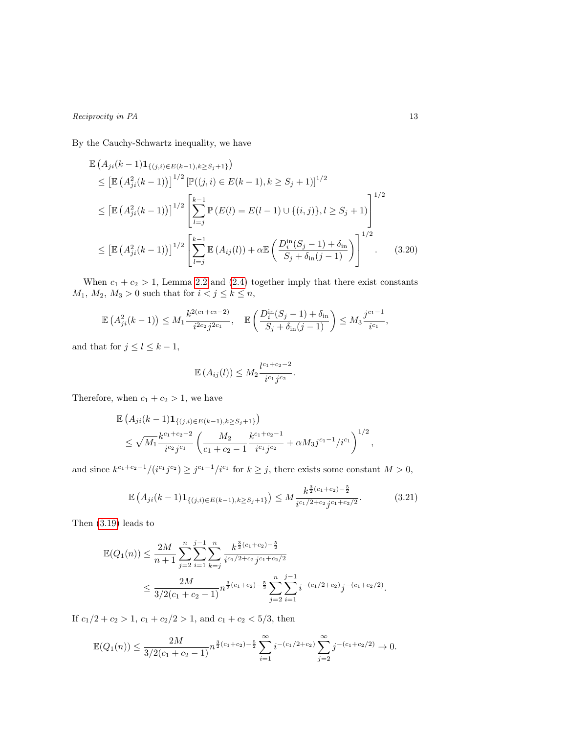By the Cauchy-Schwartz inequality, we have

$$
\begin{aligned}
&\mathbb{E}\left(A_{ji}(k-1)\mathbf{1}_{\{(j,i)\in E(k-1),k\geq S_j+1\}}\right) \\
&\leq \left[\mathbb{E}\left(A_{ji}^2(k-1)\right)\right]^{1/2}\left[\mathbb{P}((j,i)\in E(k-1),k\geq S_j+1)\right]^{1/2} \\
&\leq \left[\mathbb{E}\left(A_{ji}^2(k-1)\right)\right]^{1/2}\left[\sum_{l=j}^{k-1}\mathbb{P}\left(E(l)=E(l-1)\cup\{(i,j)\},l\geq S_j+1\right)\right]^{1/2} \\
&\leq \left[\mathbb{E}\left(A_{ji}^2(k-1)\right)\right]^{1/2}\left[\sum_{l=j}^{k-1}\mathbb{E}\left(A_{ij}(l)\right)+\alpha\mathbb{E}\left(\frac{D_i^{\text{in}}(S_j-1)+\delta_{\text{in}}}{S_j+\delta_{\text{in}}(j-1)}\right)\right]^{1/2}.
\end{aligned}
\tag{3.20}
$$

When $c_1+c_2>1$, Lemma 2.2 and (2.4) together imply that there exist constants $M_1$, $M_2$, $M_3>0$ such that for $i<j\leq k\leq n$,

$$
\mathbb{E}\left(A_{ji}^2(k-1)\right)\leq M_1\frac{k^{2(c_1+c_2-2)}}{i^{2c_2}j^{2c_1}},\quad \mathbb{E}\left(\frac{D_i^{\text{in}}(S_j-1)+\delta_{\text{in}}}{S_j+\delta_{\text{in}}(j-1)}\right)\leq M_3\frac{j^{c_1-1}}{i^{c_1}},
$$

and that for $j\leq l\leq k-1$,

$$
\mathbb{E}\left(A_{ij}(l)\right)\leq M_2\frac{l^{c_1+c_2-2}}{i^{c_1}j^{c_2}}.
$$

Therefore, when $c_1+c_2>1$, we have

$$
\begin{aligned}
&\mathbb{E}\left(A_{ji}(k-1)\mathbf{1}_{\{(j,i)\in E(k-1),k\geq S_j+1\}}\right) \\
&\leq \sqrt{M_1}\frac{k^{c_1+c_2-2}}{i^{c_2}j^{c_1}}\left(\frac{M_2}{c_1+c_2-1}\frac{k^{c_1+c_2-1}}{i^{c_1}j^{c_2}}+\alpha M_3 j^{c_1-1}/i^{c_1}\right)^{1/2},
\end{aligned}
$$

and since $k^{c_1+c_2-1}/(i^{c_1}j^{c_2})\geq j^{c_1-1}/i^{c_1}$ for $k\geq j$, there exists some constant $M>0$,

$$
\mathbb{E}\left(A_{ji}(k-1)\mathbf{1}_{\{(j,i)\in E(k-1),k\geq S_j+1\}}\right)\leq M\frac{k^{\frac{3}{2}(c_1+c_2)-\frac{5}{2}}}{i^{c_1/2+c_2}j^{c_1+c_2/2}}.
\tag{3.21}
$$

Then (3.19) leads to

$$
\begin{aligned}
\mathbb{E}(Q_1(n)) &\leq \frac{2M}{n+1}\sum_{j=2}^{n}\sum_{i=1}^{j-1}\sum_{k=j}^{n}\frac{k^{\frac{3}{2}(c_1+c_2)-\frac{5}{2}}}{i^{c_1/2+c_2}j^{c_1+c_2/2}} \\
&\leq \frac{2M}{3/2(c_1+c_2-1)}n^{\frac{3}{2}(c_1+c_2)-\frac{5}{2}}\sum_{j=2}^{n}\sum_{i=1}^{j-1}i^{-(c_1/2+c_2)}j^{-(c_1+c_2/2)}.
\end{aligned}
$$

If $c_1/2+c_2>1$, $c_1+c_2/2>1$, and $c_1+c_2<5/3$, then

$$
\mathbb{E}(Q_1(n))\leq \frac{2M}{3/2(c_1+c_2-1)}n^{\frac{3}{2}(c_1+c_2)-\frac{5}{2}}\sum_{i=1}^{\infty}i^{-(c_1/2+c_2)}\sum_{j=2}^{\infty}j^{-(c_1+c_2/2)}\to 0.
$$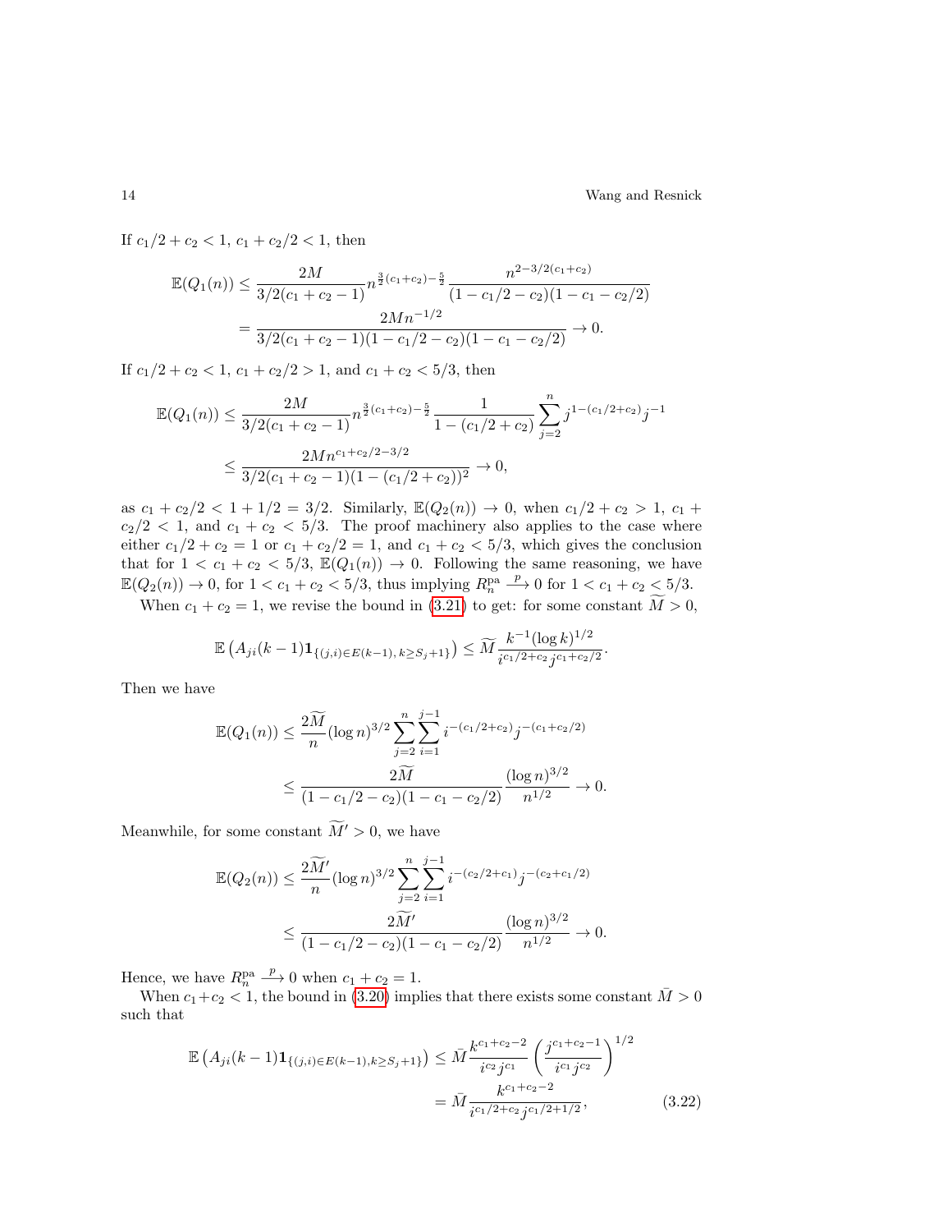If $c_1/2 + c_2 < 1$, $c_1 + c_2/2 < 1$, then

$$
\begin{aligned}
\mathbb{E}(Q_1(n)) &\leq \frac{2M}{3/2(c_1+c_2-1)} n^{\frac{3}{2}(c_1+c_2)-\frac{5}{2}} \frac{n^{2-3/2(c_1+c_2)}}{(1-c_1/2-c_2)(1-c_1-c_2/2)} \\
&= \frac{2Mn^{-1/2}}{3/2(c_1+c_2-1)(1-c_1/2-c_2)(1-c_1-c_2/2)} \to 0.
\end{aligned}
$$

If $c_1/2 + c_2 < 1$, $c_1 + c_2/2 > 1$, and $c_1 + c_2 < 5/3$, then

$$
\begin{aligned}
\mathbb{E}(Q_1(n)) &\leq \frac{2M}{3/2(c_1+c_2-1)} n^{\frac{3}{2}(c_1+c_2)-\frac{5}{2}} \frac{1}{1-(c_1/2+c_2)} \sum_{j=2}^{n} j^{1-(c_1/2+c_2)} j^{-1} \\
&\leq \frac{2Mn^{c_1+c_2/2-3/2}}{3/2(c_1+c_2-1)(1-(c_1/2+c_2))^2} \to 0,
\end{aligned}
$$

as $c_1 + c_2/2 < 1 + 1/2 = 3/2$. Similarly, $\mathbb{E}(Q_2(n)) \to 0$, when $c_1/2 + c_2 > 1$, $c_1 + c_2/2 < 1$, and $c_1 + c_2 < 5/3$. The proof machinery also applies to the case where either $c_1/2 + c_2 = 1$ or $c_1 + c_2/2 = 1$, and $c_1 + c_2 < 5/3$, which gives the conclusion that for $1 < c_1 + c_2 < 5/3$, $\mathbb{E}(Q_1(n)) \to 0$. Following the same reasoning, we have $\mathbb{E}(Q_2(n)) \to 0$, for $1 < c_1 + c_2 < 5/3$, thus implying $R_n^{\text{pa}} \xrightarrow{p} 0$ for $1 < c_1 + c_2 < 5/3$.

When $c_1 + c_2 = 1$, we revise the bound in (3.21) to get: for some constant $\widetilde{M} > 0$,

$$
\mathbb{E}\left(A_{ji}(k-1)\mathbf{1}_{\{(j,i)\in E(k-1),\, k\geq S_j+1\}}\right) \leq \widetilde{M} \frac{k^{-1}(\log k)^{1/2}}{i^{c_1/2+c_2} j^{c_1+c_2/2}}.
$$

Then we have

$$
\begin{aligned}
\mathbb{E}(Q_1(n)) &\leq \frac{2\widetilde{M}}{n} (\log n)^{3/2} \sum_{j=2}^{n} \sum_{i=1}^{j-1} i^{-(c_1/2+c_2)} j^{-(c_1+c_2/2)} \\
&\leq \frac{2\widetilde{M}}{(1-c_1/2-c_2)(1-c_1-c_2/2)} \frac{(\log n)^{3/2}}{n^{1/2}} \to 0.
\end{aligned}
$$

Meanwhile, for some constant $\widetilde{M}' > 0$, we have

$$
\begin{aligned}
\mathbb{E}(Q_2(n)) &\leq \frac{2\widetilde{M}'}{n} (\log n)^{3/2} \sum_{j=2}^{n} \sum_{i=1}^{j-1} i^{-(c_2/2+c_1)} j^{-(c_2+c_1/2)} \\
&\leq \frac{2\widetilde{M}'}{(1-c_1/2-c_2)(1-c_1-c_2/2)} \frac{(\log n)^{3/2}}{n^{1/2}} \to 0.
\end{aligned}
$$

Hence, we have $R_n^{\text{pa}} \xrightarrow{p} 0$ when $c_1 + c_2 = 1$.

When $c_1 + c_2 < 1$, the bound in (3.20) implies that there exists some constant $\bar{M} > 0$ such that

$$
\begin{aligned}
\mathbb{E}\left(A_{ji}(k-1)\mathbf{1}_{\{(j,i)\in E(k-1), k\geq S_j+1\}}\right) &\leq \bar{M} \frac{k^{c_1+c_2-2}}{i^{c_2} j^{c_1}} \left(\frac{j^{c_1+c_2-1}}{i^{c_1} j^{c_2}}\right)^{1/2} \\
&= \bar{M} \frac{k^{c_1+c_2-2}}{i^{c_1/2+c_2} j^{c_1/2+1/2}}, \qquad (3.22)
\end{aligned}
$$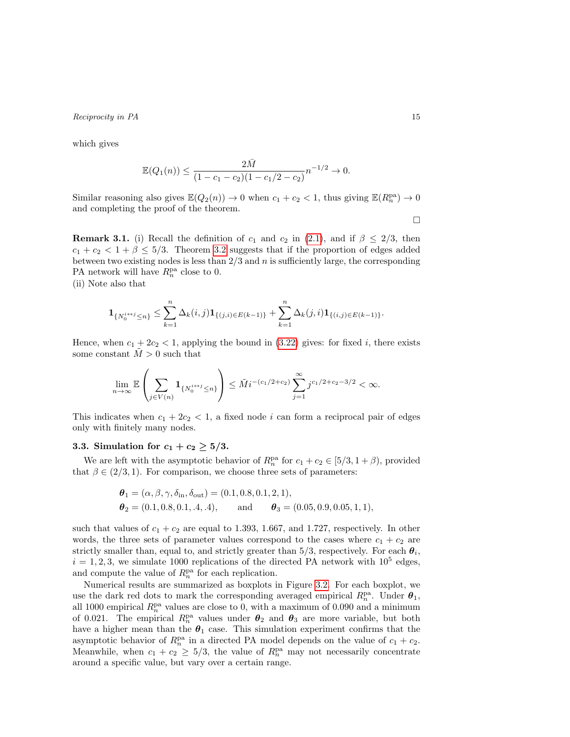which gives

$$\mathbb{E}(Q_1(n)) \leq \frac{2\bar{M}}{(1-c_1-c_2)(1-c_1/2-c_2)} n^{-1/2} \to 0.$$

Similar reasoning also gives $\mathbb{E}(Q_2(n)) \to 0$ when $c_1 + c_2 < 1$, thus giving $\mathbb{E}(R_n^{\mathrm{pa}}) \to 0$ and completing the proof of the theorem.

□

**Remark 3.1.** (i) Recall the definition of $c_1$ and $c_2$ in (2.1), and if $\beta \leq 2/3$, then $c_1 + c_2 < 1 + \beta \leq 5/3$. Theorem 3.2 suggests that if the proportion of edges added between two existing nodes is less than $2/3$ and $n$ is sufficiently large, the corresponding PA network will have $R_n^{\mathrm{pa}}$ close to 0.

(ii) Note also that

$$\mathbf{1}_{\{N_0^{i\leftrightarrow j} \leq n\}} \leq \sum_{k=1}^{n} \Delta_k(i,j) \mathbf{1}_{\{(j,i)\in E(k-1)\}} + \sum_{k=1}^{n} \Delta_k(j,i) \mathbf{1}_{\{(i,j)\in E(k-1)\}}.$$

Hence, when $c_1 + 2c_2 < 1$, applying the bound in (3.22) gives: for fixed $i$, there exists some constant $\tilde{M} > 0$ such that

$$\lim_{n\to\infty} \mathbb{E}\left( \sum_{j\in V(n)} \mathbf{1}_{\{N_0^{i\leftrightarrow j} \leq n\}} \right) \leq \tilde{M} i^{-(c_1/2+c_2)} \sum_{j=1}^{\infty} j^{c_1/2+c_2-3/2} < \infty.$$

This indicates when $c_1 + 2c_2 < 1$, a fixed node $i$ can form a reciprocal pair of edges only with finitely many nodes.

### 3.3. Simulation for $c_1 + c_2 \geq 5/3$.

We are left with the asymptotic behavior of $R_n^{\mathrm{pa}}$ for $c_1 + c_2 \in [5/3, 1+\beta)$, provided that $\beta \in (2/3, 1)$. For comparison, we choose three sets of parameters:

$$\begin{aligned}
&\boldsymbol{\theta}_1 = (\alpha, \beta, \gamma, \delta_{\mathrm{in}}, \delta_{\mathrm{out}}) = (0.1, 0.8, 0.1, 2, 1), \\
&\boldsymbol{\theta}_2 = (0.1, 0.8, 0.1, .4, .4), \qquad \text{and} \qquad \boldsymbol{\theta}_3 = (0.05, 0.9, 0.05, 1, 1),
\end{aligned}$$

such that values of $c_1 + c_2$ are equal to 1.393, 1.667, and 1.727, respectively. In other words, the three sets of parameter values correspond to the cases where $c_1 + c_2$ are strictly smaller than, equal to, and strictly greater than $5/3$, respectively. For each $\boldsymbol{\theta}_i$, $i = 1, 2, 3$, we simulate 1000 replications of the directed PA network with $10^5$ edges, and compute the value of $R_n^{\mathrm{pa}}$ for each replication.

Numerical results are summarized as boxplots in Figure 3.2. For each boxplot, we use the dark red dots to mark the corresponding averaged empirical $R_n^{\mathrm{pa}}$. Under $\boldsymbol{\theta}_1$, all 1000 empirical $R_n^{\mathrm{pa}}$ values are close to 0, with a maximum of 0.090 and a minimum of 0.021. The empirical $R_n^{\mathrm{pa}}$ values under $\boldsymbol{\theta}_2$ and $\boldsymbol{\theta}_3$ are more variable, but both have a higher mean than the $\boldsymbol{\theta}_1$ case. This simulation experiment confirms that the asymptotic behavior of $R_n^{\mathrm{pa}}$ in a directed PA model depends on the value of $c_1 + c_2$. Meanwhile, when $c_1 + c_2 \geq 5/3$, the value of $R_n^{\mathrm{pa}}$ may not necessarily concentrate around a specific value, but vary over a certain range.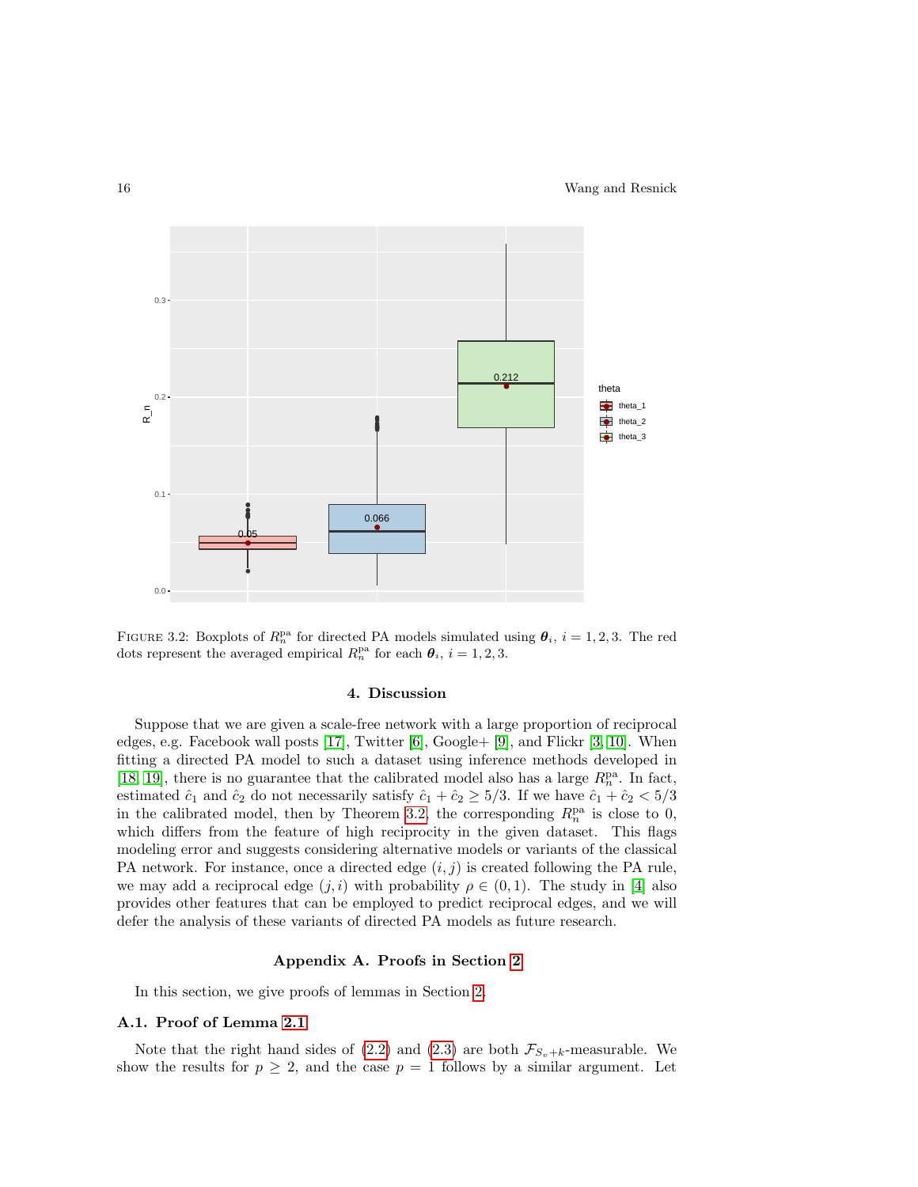Figure 3.2: Boxplots of $R_n^{\mathrm{pa}}$ for directed PA models simulated using $\boldsymbol{\theta}_i$, $i = 1, 2, 3$. The red dots represent the averaged empirical $R_n^{\mathrm{pa}}$ for each $\boldsymbol{\theta}_i$, $i = 1, 2, 3$.

## 4. Discussion

Suppose that we are given a scale-free network with a large proportion of reciprocal edges, e.g. Facebook wall posts [17], Twitter [6], Google+ [9], and Flickr [3, 10]. When fitting a directed PA model to such a dataset using inference methods developed in [18, 19], there is no guarantee that the calibrated model also has a large $R_n^{\mathrm{pa}}$. In fact, estimated $\hat{c}_1$ and $\hat{c}_2$ do not necessarily satisfy $\hat{c}_1 + \hat{c}_2 \geq 5/3$. If we have $\hat{c}_1 + \hat{c}_2 < 5/3$ in the calibrated model, then by Theorem 3.2, the corresponding $R_n^{\mathrm{pa}}$ is close to 0, which differs from the feature of high reciprocity in the given dataset. This flags modeling error and suggests considering alternative models or variants of the classical PA network. For instance, once a directed edge $(i, j)$ is created following the PA rule, we may add a reciprocal edge $(j, i)$ with probability $\rho \in (0, 1)$. The study in [4] also provides other features that can be employed to predict reciprocal edges, and we will defer the analysis of these variants of directed PA models as future research.

## Appendix A. Proofs in Section 2

In this section, we give proofs of lemmas in Section 2.

### A.1. Proof of Lemma 2.1

Note that the right hand sides of (2.2) and (2.3) are both $\mathcal{F}_{S_v+k}$-measurable. We show the results for $p \geq 2$, and the case $p = 1$ follows by a similar argument. Let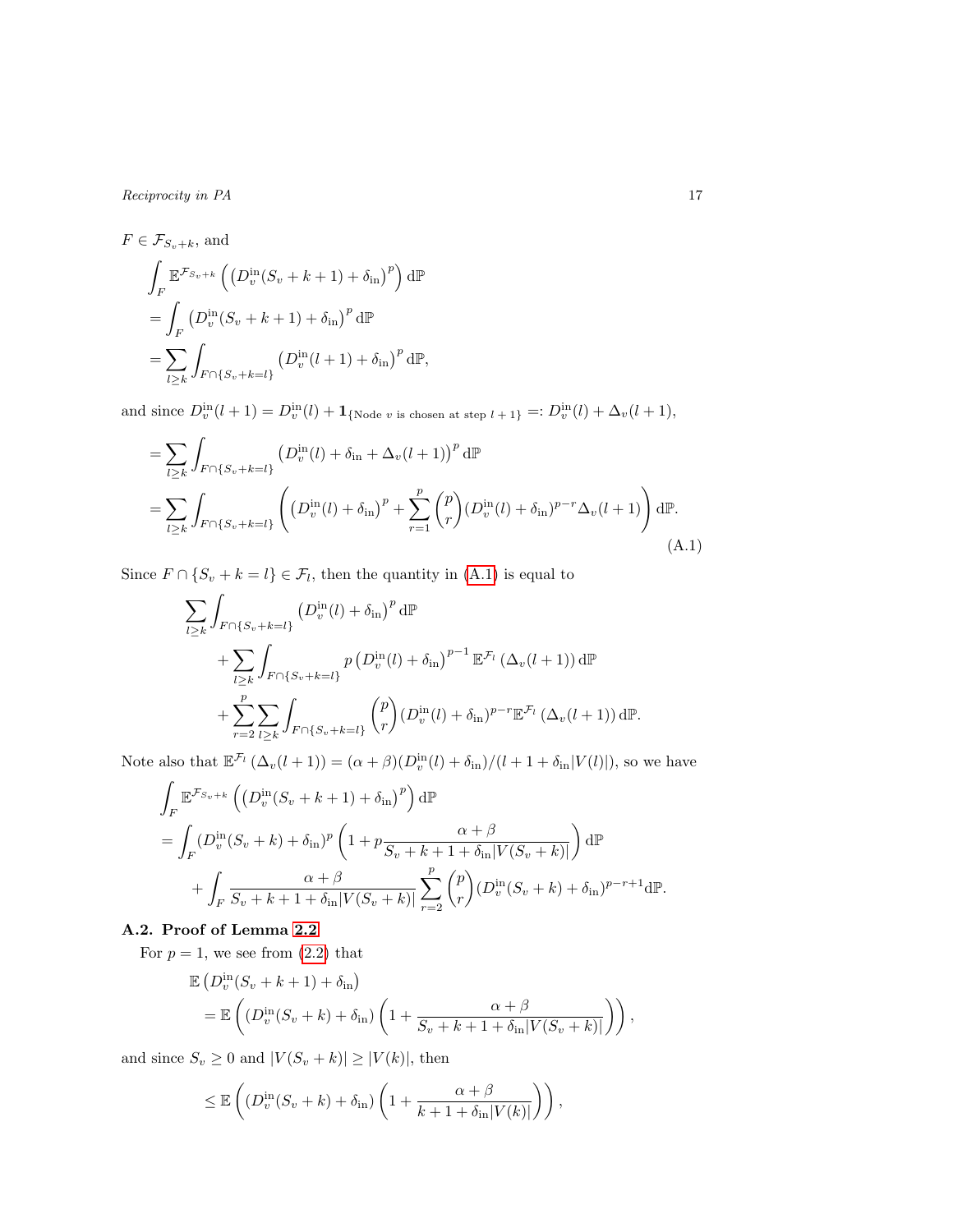$F \in \mathcal{F}_{S_v+k}$, and

$$
\begin{aligned}
&\int_F \mathbb{E}^{\mathcal{F}_{S_v+k}}\left(\left(D_v^{\text{in}}(S_v+k+1)+\delta_{\text{in}}\right)^p\right)\mathrm{d}\mathbb{P}\\
&=\int_F \left(D_v^{\text{in}}(S_v+k+1)+\delta_{\text{in}}\right)^p \mathrm{d}\mathbb{P}\\
&=\sum_{l\geq k}\int_{F\cap\{S_v+k=l\}}\left(D_v^{\text{in}}(l+1)+\delta_{\text{in}}\right)^p \mathrm{d}\mathbb{P},
\end{aligned}
$$

and since $D_v^{\text{in}}(l+1) = D_v^{\text{in}}(l) + \mathbf{1}_{\{\text{Node } v \text{ is chosen at step } l+1\}} =: D_v^{\text{in}}(l) + \Delta_v(l+1)$,

$$
\begin{aligned}
&=\sum_{l\geq k}\int_{F\cap\{S_v+k=l\}}\left(D_v^{\text{in}}(l)+\delta_{\text{in}}+\Delta_v(l+1)\right)^p \mathrm{d}\mathbb{P}\\
&=\sum_{l\geq k}\int_{F\cap\{S_v+k=l\}}\left(\left(D_v^{\text{in}}(l)+\delta_{\text{in}}\right)^p+\sum_{r=1}^{p}\binom{p}{r}(D_v^{\text{in}}(l)+\delta_{\text{in}})^{p-r}\Delta_v(l+1)\right)\mathrm{d}\mathbb{P}.
\end{aligned}
\tag{A.1}
$$

Since $F\cap\{S_v+k=l\}\in\mathcal{F}_l$, then the quantity in (A.1) is equal to

$$
\begin{aligned}
&\sum_{l\geq k}\int_{F\cap\{S_v+k=l\}}\left(D_v^{\text{in}}(l)+\delta_{\text{in}}\right)^p \mathrm{d}\mathbb{P}\\
&\quad+\sum_{l\geq k}\int_{F\cap\{S_v+k=l\}} p\left(D_v^{\text{in}}(l)+\delta_{\text{in}}\right)^{p-1}\mathbb{E}^{\mathcal{F}_l}\left(\Delta_v(l+1)\right)\mathrm{d}\mathbb{P}\\
&\quad+\sum_{r=2}^{p}\sum_{l\geq k}\int_{F\cap\{S_v+k=l\}}\binom{p}{r}(D_v^{\text{in}}(l)+\delta_{\text{in}})^{p-r}\mathbb{E}^{\mathcal{F}_l}\left(\Delta_v(l+1)\right)\mathrm{d}\mathbb{P}.
\end{aligned}
$$

Note also that $\mathbb{E}^{\mathcal{F}_l}\left(\Delta_v(l+1)\right) = (\alpha+\beta)(D_v^{\text{in}}(l)+\delta_{\text{in}})/(l+1+\delta_{\text{in}}|V(l)|)$, so we have

$$
\begin{aligned}
&\int_F \mathbb{E}^{\mathcal{F}_{S_v+k}}\left(\left(D_v^{\text{in}}(S_v+k+1)+\delta_{\text{in}}\right)^p\right)\mathrm{d}\mathbb{P}\\
&=\int_F (D_v^{\text{in}}(S_v+k)+\delta_{\text{in}})^p\left(1+p\frac{\alpha+\beta}{S_v+k+1+\delta_{\text{in}}|V(S_v+k)|}\right)\mathrm{d}\mathbb{P}\\
&\quad+\int_F \frac{\alpha+\beta}{S_v+k+1+\delta_{\text{in}}|V(S_v+k)|}\sum_{r=2}^{p}\binom{p}{r}(D_v^{\text{in}}(S_v+k)+\delta_{\text{in}})^{p-r+1}\mathrm{d}\mathbb{P}.
\end{aligned}
$$

### A.2. Proof of Lemma 2.2

For $p=1$, we see from (2.2) that

$$
\begin{aligned}
&\mathbb{E}\left(D_v^{\text{in}}(S_v+k+1)+\delta_{\text{in}}\right)\\
&=\mathbb{E}\left((D_v^{\text{in}}(S_v+k)+\delta_{\text{in}})\left(1+\frac{\alpha+\beta}{S_v+k+1+\delta_{\text{in}}|V(S_v+k)|}\right)\right),
\end{aligned}
$$

and since $S_v\geq 0$ and $|V(S_v+k)|\geq|V(k)|$, then

$$
\leq \mathbb{E}\left((D_v^{\text{in}}(S_v+k)+\delta_{\text{in}})\left(1+\frac{\alpha+\beta}{k+1+\delta_{\text{in}}|V(k)|}\right)\right),
$$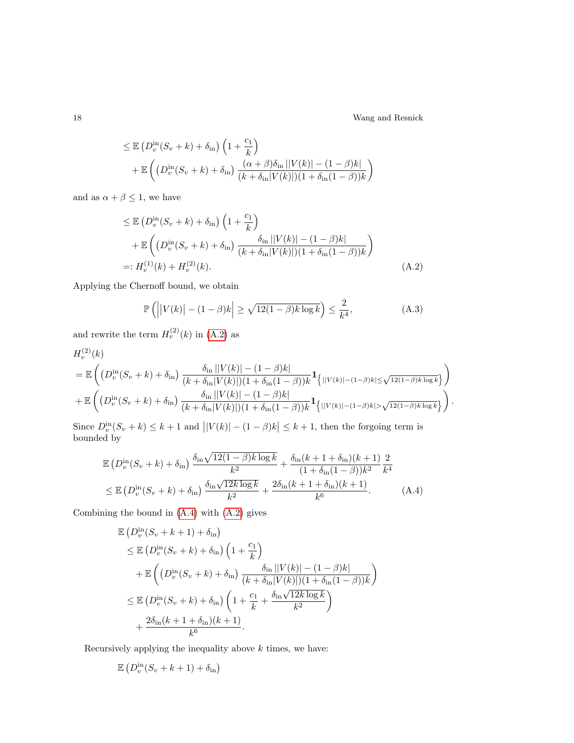$$
\begin{aligned}
&\leq \mathbb{E}\left(D_v^{\text{in}}(S_v+k)+\delta_{\text{in}}\right)\left(1+\frac{c_1}{k}\right) \\
&\quad + \mathbb{E}\left(\left(D_v^{\text{in}}(S_v+k)+\delta_{\text{in}}\right)\frac{(\alpha+\beta)\delta_{\text{in}}\,\big||V(k)|-(1-\beta)k\big|}{(k+\delta_{\text{in}}|V(k)|)(1+\delta_{\text{in}}(1-\beta))k}\right)
\end{aligned}
$$

and as $\alpha+\beta \leq 1$, we have

$$
\begin{aligned}
&\leq \mathbb{E}\left(D_v^{\text{in}}(S_v+k)+\delta_{\text{in}}\right)\left(1+\frac{c_1}{k}\right) \\
&\quad + \mathbb{E}\left(\left(D_v^{\text{in}}(S_v+k)+\delta_{\text{in}}\right)\frac{\delta_{\text{in}}\,\big||V(k)|-(1-\beta)k\big|}{(k+\delta_{\text{in}}|V(k)|)(1+\delta_{\text{in}}(1-\beta))k}\right) \\
&=: H_v^{(1)}(k) + H_v^{(2)}(k). \qquad \text{(A.2)}
\end{aligned}
$$

Applying the Chernoff bound, we obtain

$$
\mathbb{P}\left(\Big||V(k)|-(1-\beta)k\Big| \geq \sqrt{12(1-\beta)k\log k}\right) \leq \frac{2}{k^4}, \qquad \text{(A.3)}
$$

and rewrite the term $H_v^{(2)}(k)$ in (A.2) as

$$
\begin{aligned}
&H_v^{(2)}(k) \\
&= \mathbb{E}\left(\left(D_v^{\text{in}}(S_v+k)+\delta_{\text{in}}\right)\frac{\delta_{\text{in}}\,\big||V(k)|-(1-\beta)k\big|}{(k+\delta_{\text{in}}|V(k)|)(1+\delta_{\text{in}}(1-\beta))k}\mathbf{1}_{\left\{||V(k)|-(1-\beta)k|\leq\sqrt{12(1-\beta)k\log k}\right\}}\right) \\
&+ \mathbb{E}\left(\left(D_v^{\text{in}}(S_v+k)+\delta_{\text{in}}\right)\frac{\delta_{\text{in}}\,\big||V(k)|-(1-\beta)k\big|}{(k+\delta_{\text{in}}|V(k)|)(1+\delta_{\text{in}}(1-\beta))k}\mathbf{1}_{\left\{||V(k)|-(1-\beta)k|>\sqrt{12(1-\beta)k\log k}\right\}}\right).
\end{aligned}
$$

Since $D_v^{\text{in}}(S_v+k) \leq k+1$ and $\big||V(k)|-(1-\beta)k\big| \leq k+1$, then the forgoing term is bounded by

$$
\begin{aligned}
&\mathbb{E}\left(D_v^{\text{in}}(S_v+k)+\delta_{\text{in}}\right)\frac{\delta_{\text{in}}\sqrt{12(1-\beta)k\log k}}{k^2} + \frac{\delta_{\text{in}}(k+1+\delta_{\text{in}})(k+1)}{(1+\delta_{\text{in}}(1-\beta))k^2}\frac{2}{k^4} \\
&\leq \mathbb{E}\left(D_v^{\text{in}}(S_v+k)+\delta_{\text{in}}\right)\frac{\delta_{\text{in}}\sqrt{12k\log k}}{k^2} + \frac{2\delta_{\text{in}}(k+1+\delta_{\text{in}})(k+1)}{k^6}. \qquad \text{(A.4)}
\end{aligned}
$$

Combining the bound in (A.4) with (A.2) gives

$$
\begin{aligned}
&\mathbb{E}\left(D_v^{\text{in}}(S_v+k+1)+\delta_{\text{in}}\right) \\
&\leq \mathbb{E}\left(D_v^{\text{in}}(S_v+k)+\delta_{\text{in}}\right)\left(1+\frac{c_1}{k}\right) \\
&\quad + \mathbb{E}\left(\left(D_v^{\text{in}}(S_v+k)+\delta_{\text{in}}\right)\frac{\delta_{\text{in}}\,\big||V(k)|-(1-\beta)k\big|}{(k+\delta_{\text{in}}|V(k)|)(1+\delta_{\text{in}}(1-\beta))k}\right) \\
&\leq \mathbb{E}\left(D_v^{\text{in}}(S_v+k)+\delta_{\text{in}}\right)\left(1+\frac{c_1}{k}+\frac{\delta_{\text{in}}\sqrt{12k\log k}}{k^2}\right) \\
&\quad + \frac{2\delta_{\text{in}}(k+1+\delta_{\text{in}})(k+1)}{k^6}.
\end{aligned}
$$

Recursively applying the inequality above $k$ times, we have:

$$
\mathbb{E}\left(D_v^{\text{in}}(S_v+k+1)+\delta_{\text{in}}\right)
$$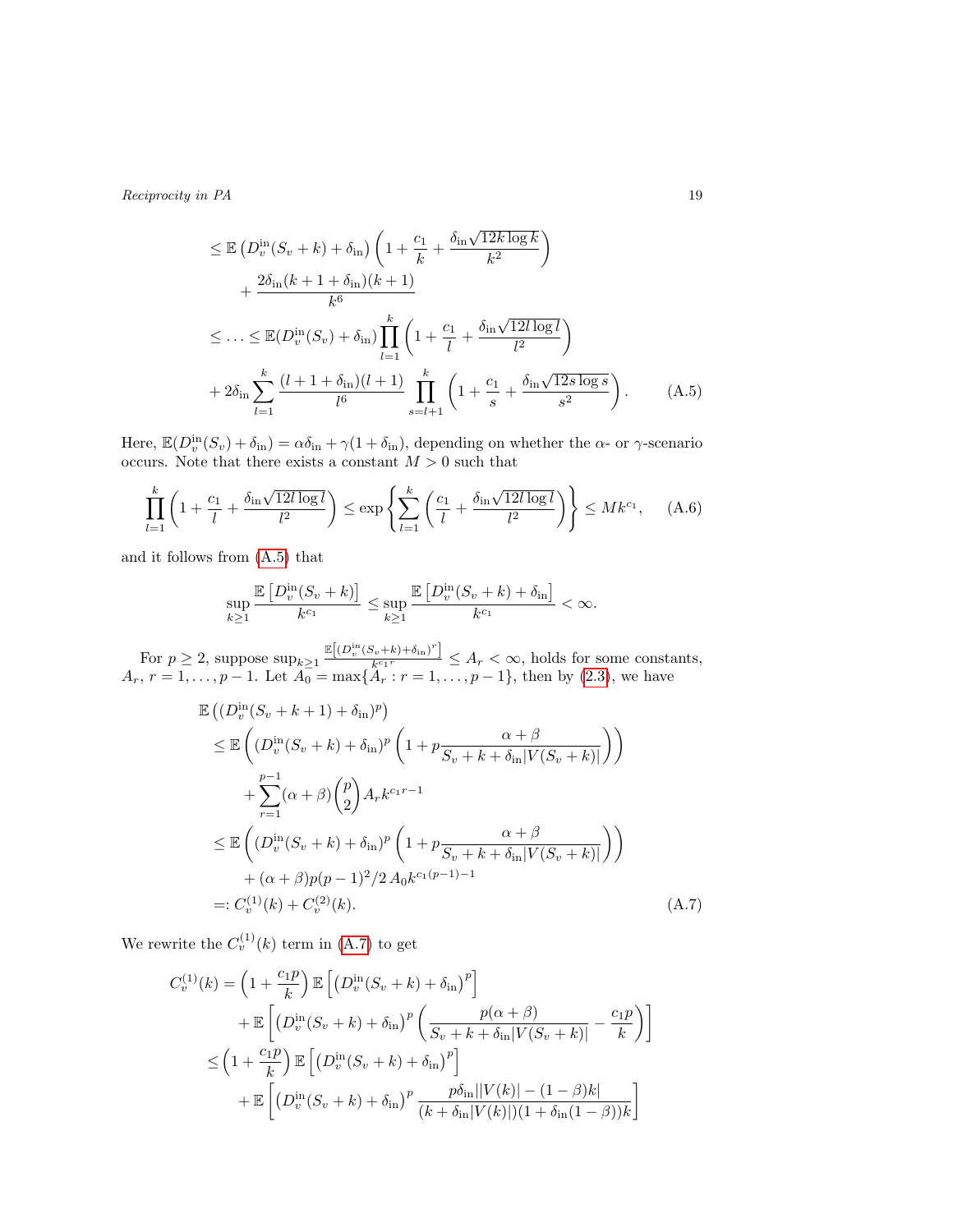$$
\begin{aligned}
&\leq \mathbb{E}\left(D_v^{\rm in}(S_v+k)+\delta_{\rm in}\right)\left(1+\frac{c_1}{k}+\frac{\delta_{\rm in}\sqrt{12k\log k}}{k^2}\right)\\
&\qquad+\frac{2\delta_{\rm in}(k+1+\delta_{\rm in})(k+1)}{k^6}\\
&\leq \ldots \leq \mathbb{E}(D_v^{\rm in}(S_v)+\delta_{\rm in})\prod_{l=1}^{k}\left(1+\frac{c_1}{l}+\frac{\delta_{\rm in}\sqrt{12l\log l}}{l^2}\right)\\
&+2\delta_{\rm in}\sum_{l=1}^{k}\frac{(l+1+\delta_{\rm in})(l+1)}{l^6}\prod_{s=l+1}^{k}\left(1+\frac{c_1}{s}+\frac{\delta_{\rm in}\sqrt{12s\log s}}{s^2}\right). \qquad\qquad (A.5)
\end{aligned}
$$

Here, $\mathbb{E}(D_v^{\rm in}(S_v)+\delta_{\rm in})=\alpha\delta_{\rm in}+\gamma(1+\delta_{\rm in})$, depending on whether the $\alpha$- or $\gamma$-scenario occurs. Note that there exists a constant $M>0$ such that

$$
\prod_{l=1}^{k}\left(1+\frac{c_1}{l}+\frac{\delta_{\rm in}\sqrt{12l\log l}}{l^2}\right)\leq \exp\left\{\sum_{l=1}^{k}\left(\frac{c_1}{l}+\frac{\delta_{\rm in}\sqrt{12l\log l}}{l^2}\right)\right\}\leq Mk^{c_1}, \qquad (A.6)
$$

and it follows from (A.5) that

$$
\sup_{k\geq 1}\frac{\mathbb{E}\left[D_v^{\rm in}(S_v+k)\right]}{k^{c_1}}\leq \sup_{k\geq 1}\frac{\mathbb{E}\left[D_v^{\rm in}(S_v+k)+\delta_{\rm in}\right]}{k^{c_1}}<\infty.
$$

For $p\geq 2$, suppose $\sup_{k\geq 1}\frac{\mathbb{E}\left[(D_v^{\rm in}(S_v+k)+\delta_{\rm in})^r\right]}{k^{c_1 r}}\leq A_r<\infty$, holds for some constants, $A_r$, $r=1,\ldots,p-1$. Let $A_0=\max\{A_r: r=1,\ldots,p-1\}$, then by (2.3), we have

$$
\begin{aligned}
&\mathbb{E}\left((D_v^{\rm in}(S_v+k+1)+\delta_{\rm in})^p\right)\\
&\leq \mathbb{E}\left((D_v^{\rm in}(S_v+k)+\delta_{\rm in})^p\left(1+p\frac{\alpha+\beta}{S_v+k+\delta_{\rm in}|V(S_v+k)|}\right)\right)\\
&\qquad+\sum_{r=1}^{p-1}(\alpha+\beta)\binom{p}{2}A_r k^{c_1 r-1}\\
&\leq \mathbb{E}\left((D_v^{\rm in}(S_v+k)+\delta_{\rm in})^p\left(1+p\frac{\alpha+\beta}{S_v+k+\delta_{\rm in}|V(S_v+k)|}\right)\right)\\
&\qquad+(\alpha+\beta)p(p-1)^2/2\,A_0 k^{c_1(p-1)-1}\\
&=: C_v^{(1)}(k)+C_v^{(2)}(k). \qquad\qquad (A.7)
\end{aligned}
$$

We rewrite the $C_v^{(1)}(k)$ term in (A.7) to get

$$
\begin{aligned}
C_v^{(1)}(k)&=\left(1+\frac{c_1 p}{k}\right)\mathbb{E}\left[\left(D_v^{\rm in}(S_v+k)+\delta_{\rm in}\right)^p\right]\\
&\qquad+\mathbb{E}\left[\left(D_v^{\rm in}(S_v+k)+\delta_{\rm in}\right)^p\left(\frac{p(\alpha+\beta)}{S_v+k+\delta_{\rm in}|V(S_v+k)|}-\frac{c_1 p}{k}\right)\right]\\
&\leq\left(1+\frac{c_1 p}{k}\right)\mathbb{E}\left[\left(D_v^{\rm in}(S_v+k)+\delta_{\rm in}\right)^p\right]\\
&\qquad+\mathbb{E}\left[\left(D_v^{\rm in}(S_v+k)+\delta_{\rm in}\right)^p\frac{p\delta_{\rm in}\left||V(k)|-(1-\beta)k\right|}{(k+\delta_{\rm in}|V(k)|)(1+\delta_{\rm in}(1-\beta))k}\right]
\end{aligned}
$$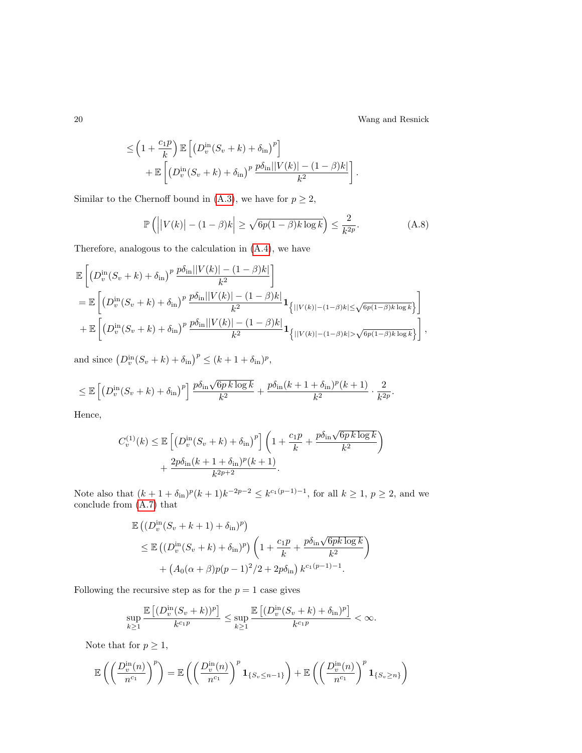$$
\begin{aligned}
&\leq \left(1+\frac{c_1 p}{k}\right) \mathbb{E}\left[\left(D_v^{\text{in}}(S_v+k)+\delta_{\text{in}}\right)^p\right] \\
&\quad + \mathbb{E}\left[\left(D_v^{\text{in}}(S_v+k)+\delta_{\text{in}}\right)^p \frac{p\delta_{\text{in}}\big||V(k)|-(1-\beta)k\big|}{k^2}\right].
\end{aligned}
$$

Similar to the Chernoff bound in (A.3), we have for $p \geq 2$,

$$
\mathbb{P}\left(\Big||V(k)|-(1-\beta)k\Big| \geq \sqrt{6p(1-\beta)k\log k}\right) \leq \frac{2}{k^{2p}}. \tag{A.8}
$$

Therefore, analogous to the calculation in (A.4), we have

$$
\begin{aligned}
&\mathbb{E}\left[\left(D_v^{\text{in}}(S_v+k)+\delta_{\text{in}}\right)^p \frac{p\delta_{\text{in}}\big||V(k)|-(1-\beta)k\big|}{k^2}\right] \\
&= \mathbb{E}\left[\left(D_v^{\text{in}}(S_v+k)+\delta_{\text{in}}\right)^p \frac{p\delta_{\text{in}}\big||V(k)|-(1-\beta)k\big|}{k^2}\mathbf{1}_{\left\{||V(k)|-(1-\beta)k|\leq\sqrt{6p(1-\beta)k\log k}\right\}}\right] \\
&\quad + \mathbb{E}\left[\left(D_v^{\text{in}}(S_v+k)+\delta_{\text{in}}\right)^p \frac{p\delta_{\text{in}}\big||V(k)|-(1-\beta)k\big|}{k^2}\mathbf{1}_{\left\{||V(k)|-(1-\beta)k|>\sqrt{6p(1-\beta)k\log k}\right\}}\right],
\end{aligned}
$$

and since $\left(D_v^{\text{in}}(S_v+k)+\delta_{\text{in}}\right)^p \leq (k+1+\delta_{\text{in}})^p$,

$$
\leq \mathbb{E}\left[\left(D_v^{\text{in}}(S_v+k)+\delta_{\text{in}}\right)^p\right] \frac{p\delta_{\text{in}}\sqrt{6p\,k\log k}}{k^2} + \frac{p\delta_{\text{in}}(k+1+\delta_{\text{in}})^p(k+1)}{k^2}\cdot\frac{2}{k^{2p}}.
$$

Hence,

$$
\begin{aligned}
C_v^{(1)}(k) &\leq \mathbb{E}\left[\left(D_v^{\text{in}}(S_v+k)+\delta_{\text{in}}\right)^p\right]\left(1+\frac{c_1 p}{k}+\frac{p\delta_{\text{in}}\sqrt{6p\,k\log k}}{k^2}\right) \\
&\quad + \frac{2p\delta_{\text{in}}(k+1+\delta_{\text{in}})^p(k+1)}{k^{2p+2}}.
\end{aligned}
$$

Note also that $(k+1+\delta_{\text{in}})^p(k+1)k^{-2p-2} \leq k^{c_1(p-1)-1}$, for all $k \geq 1$, $p \geq 2$, and we conclude from (A.7) that

$$
\begin{aligned}
&\mathbb{E}\left((D_v^{\text{in}}(S_v+k+1)+\delta_{\text{in}})^p\right) \\
&\quad \leq \mathbb{E}\left((D_v^{\text{in}}(S_v+k)+\delta_{\text{in}})^p\right)\left(1+\frac{c_1 p}{k}+\frac{p\delta_{\text{in}}\sqrt{6pk\log k}}{k^2}\right) \\
&\quad\quad + \left(A_0(\alpha+\beta)p(p-1)^2/2+2p\delta_{\text{in}}\right)k^{c_1(p-1)-1}.
\end{aligned}
$$

Following the recursive step as for the $p=1$ case gives

$$
\sup_{k\geq 1}\frac{\mathbb{E}\left[(D_v^{\text{in}}(S_v+k))^p\right]}{k^{c_1 p}} \leq \sup_{k\geq 1}\frac{\mathbb{E}\left[(D_v^{\text{in}}(S_v+k)+\delta_{\text{in}})^p\right]}{k^{c_1 p}} < \infty.
$$

Note that for $p \geq 1$,

$$
\mathbb{E}\left(\left(\frac{D_v^{\text{in}}(n)}{n^{c_1}}\right)^p\right) = \mathbb{E}\left(\left(\frac{D_v^{\text{in}}(n)}{n^{c_1}}\right)^p \mathbf{1}_{\{S_v\leq n-1\}}\right) + \mathbb{E}\left(\left(\frac{D_v^{\text{in}}(n)}{n^{c_1}}\right)^p \mathbf{1}_{\{S_v\geq n\}}\right)
$$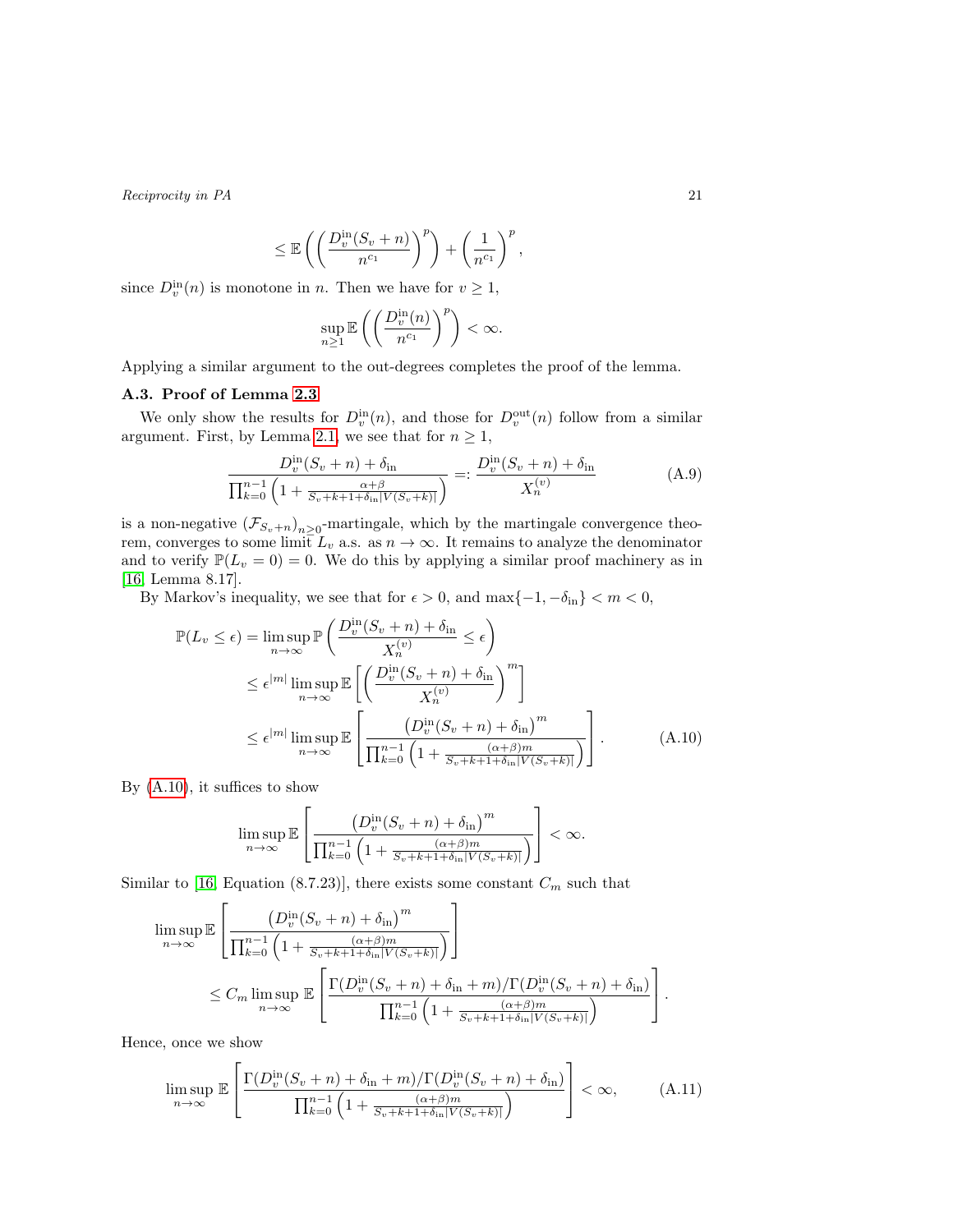$$\leq \mathbb{E}\left(\left(\frac{D_v^{\text{in}}(S_v+n)}{n^{c_1}}\right)^p\right) + \left(\frac{1}{n^{c_1}}\right)^p,$$

since $D_v^{\text{in}}(n)$ is monotone in $n$. Then we have for $v \geq 1$,

$$\sup_{n\geq 1} \mathbb{E}\left(\left(\frac{D_v^{\text{in}}(n)}{n^{c_1}}\right)^p\right) < \infty.$$

Applying a similar argument to the out-degrees completes the proof of the lemma.

### A.3. Proof of Lemma 2.3

We only show the results for $D_v^{\text{in}}(n)$, and those for $D_v^{\text{out}}(n)$ follow from a similar argument. First, by Lemma 2.1, we see that for $n \geq 1$,

$$\frac{D_v^{\text{in}}(S_v+n)+\delta_{\text{in}}}{\prod_{k=0}^{n-1}\left(1+\frac{\alpha+\beta}{S_v+k+1+\delta_{\text{in}}|V(S_v+k)|}\right)} =: \frac{D_v^{\text{in}}(S_v+n)+\delta_{\text{in}}}{X_n^{(v)}} \tag{A.9}$$

is a non-negative $(\mathcal{F}_{S_v+n})_{n\geq 0}$-martingale, which by the martingale convergence theorem, converges to some limit $L_v$ a.s. as $n \to \infty$. It remains to analyze the denominator and to verify $\mathbb{P}(L_v = 0) = 0$. We do this by applying a similar proof machinery as in [16, Lemma 8.17].

By Markov's inequality, we see that for $\epsilon > 0$, and $\max\{-1, -\delta_{\text{in}}\} < m < 0$,

$$\begin{aligned}
\mathbb{P}(L_v \leq \epsilon) &= \limsup_{n\to\infty} \mathbb{P}\left(\frac{D_v^{\text{in}}(S_v+n)+\delta_{\text{in}}}{X_n^{(v)}} \leq \epsilon\right) \\
&\leq \epsilon^{|m|} \limsup_{n\to\infty} \mathbb{E}\left[\left(\frac{D_v^{\text{in}}(S_v+n)+\delta_{\text{in}}}{X_n^{(v)}}\right)^m\right] \\
&\leq \epsilon^{|m|} \limsup_{n\to\infty} \mathbb{E}\left[\frac{\left(D_v^{\text{in}}(S_v+n)+\delta_{\text{in}}\right)^m}{\prod_{k=0}^{n-1}\left(1+\frac{(\alpha+\beta)m}{S_v+k+1+\delta_{\text{in}}|V(S_v+k)|}\right)}\right]. 
\end{aligned} \tag{A.10}$$

By (A.10), it suffices to show

$$\limsup_{n\to\infty} \mathbb{E}\left[\frac{\left(D_v^{\text{in}}(S_v+n)+\delta_{\text{in}}\right)^m}{\prod_{k=0}^{n-1}\left(1+\frac{(\alpha+\beta)m}{S_v+k+1+\delta_{\text{in}}|V(S_v+k)|}\right)}\right] < \infty.$$

Similar to [16, Equation (8.7.23)], there exists some constant $C_m$ such that

$$\begin{aligned}
&\limsup_{n\to\infty} \mathbb{E}\left[\frac{\left(D_v^{\text{in}}(S_v+n)+\delta_{\text{in}}\right)^m}{\prod_{k=0}^{n-1}\left(1+\frac{(\alpha+\beta)m}{S_v+k+1+\delta_{\text{in}}|V(S_v+k)|}\right)}\right] \\
&\qquad \leq C_m \limsup_{n\to\infty} \mathbb{E}\left[\frac{\Gamma(D_v^{\text{in}}(S_v+n)+\delta_{\text{in}}+m)/\Gamma(D_v^{\text{in}}(S_v+n)+\delta_{\text{in}})}{\prod_{k=0}^{n-1}\left(1+\frac{(\alpha+\beta)m}{S_v+k+1+\delta_{\text{in}}|V(S_v+k)|}\right)}\right].
\end{aligned}$$

Hence, once we show

$$\limsup_{n\to\infty} \mathbb{E}\left[\frac{\Gamma(D_v^{\text{in}}(S_v+n)+\delta_{\text{in}}+m)/\Gamma(D_v^{\text{in}}(S_v+n)+\delta_{\text{in}})}{\prod_{k=0}^{n-1}\left(1+\frac{(\alpha+\beta)m}{S_v+k+1+\delta_{\text{in}}|V(S_v+k)|}\right)}\right] < \infty, \tag{A.11}$$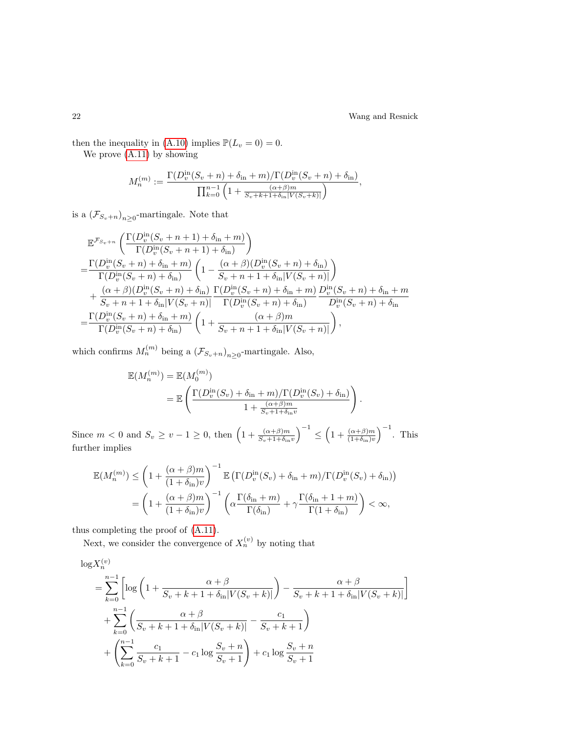then the inequality in (A.10) implies $\mathbb{P}(L_v = 0) = 0$.

We prove (A.11) by showing

$$M_n^{(m)} := \frac{\Gamma(D_v^{\text{in}}(S_v+n)+\delta_{\text{in}}+m)/\Gamma(D_v^{\text{in}}(S_v+n)+\delta_{\text{in}})}{\prod_{k=0}^{n-1}\left(1+\frac{(\alpha+\beta)m}{S_v+k+1+\delta_{\text{in}}|V(S_v+k)|}\right)},$$

is a $(\mathcal{F}_{S_v+n})_{n\geq 0}$-martingale. Note that

$$\begin{aligned}
&\mathbb{E}^{\mathcal{F}_{S_v+n}}\left(\frac{\Gamma(D_v^{\text{in}}(S_v+n+1)+\delta_{\text{in}}+m)}{\Gamma(D_v^{\text{in}}(S_v+n+1)+\delta_{\text{in}})}\right)\\
=&\frac{\Gamma(D_v^{\text{in}}(S_v+n)+\delta_{\text{in}}+m)}{\Gamma(D_v^{\text{in}}(S_v+n)+\delta_{\text{in}})}\left(1-\frac{(\alpha+\beta)(D_v^{\text{in}}(S_v+n)+\delta_{\text{in}})}{S_v+n+1+\delta_{\text{in}}|V(S_v+n)|}\right)\\
&+\frac{(\alpha+\beta)(D_v^{\text{in}}(S_v+n)+\delta_{\text{in}})}{S_v+n+1+\delta_{\text{in}}|V(S_v+n)|}\frac{\Gamma(D_v^{\text{in}}(S_v+n)+\delta_{\text{in}}+m)}{\Gamma(D_v^{\text{in}}(S_v+n)+\delta_{\text{in}})}\frac{D_v^{\text{in}}(S_v+n)+\delta_{\text{in}}+m}{D_v^{\text{in}}(S_v+n)+\delta_{\text{in}}}\\
=&\frac{\Gamma(D_v^{\text{in}}(S_v+n)+\delta_{\text{in}}+m)}{\Gamma(D_v^{\text{in}}(S_v+n)+\delta_{\text{in}})}\left(1+\frac{(\alpha+\beta)m}{S_v+n+1+\delta_{\text{in}}|V(S_v+n)|}\right),
\end{aligned}$$

which confirms $M_n^{(m)}$ being a $(\mathcal{F}_{S_v+n})_{n\geq 0}$-martingale. Also,

$$\begin{aligned}
\mathbb{E}(M_n^{(m)}) &= \mathbb{E}(M_0^{(m)})\\
&= \mathbb{E}\left(\frac{\Gamma(D_v^{\text{in}}(S_v)+\delta_{\text{in}}+m)/\Gamma(D_v^{\text{in}}(S_v)+\delta_{\text{in}})}{1+\frac{(\alpha+\beta)m}{S_v+1+\delta_{\text{in}}v}}\right).
\end{aligned}$$

Since $m<0$ and $S_v \geq v-1 \geq 0$, then $\left(1+\frac{(\alpha+\beta)m}{S_v+1+\delta_{\text{in}}v}\right)^{-1} \leq \left(1+\frac{(\alpha+\beta)m}{(1+\delta_{\text{in}})v}\right)^{-1}$. This further implies

$$\begin{aligned}
\mathbb{E}(M_n^{(m)}) &\leq \left(1+\frac{(\alpha+\beta)m}{(1+\delta_{\text{in}})v}\right)^{-1}\mathbb{E}\left(\Gamma(D_v^{\text{in}}(S_v)+\delta_{\text{in}}+m)/\Gamma(D_v^{\text{in}}(S_v)+\delta_{\text{in}})\right)\\
&= \left(1+\frac{(\alpha+\beta)m}{(1+\delta_{\text{in}})v}\right)^{-1}\left(\alpha\frac{\Gamma(\delta_{\text{in}}+m)}{\Gamma(\delta_{\text{in}})}+\gamma\frac{\Gamma(\delta_{\text{in}}+1+m)}{\Gamma(1+\delta_{\text{in}})}\right)<\infty,
\end{aligned}$$

thus completing the proof of (A.11).

Next, we consider the convergence of $X_n^{(v)}$ by noting that

$$\begin{aligned}
&\log X_n^{(v)}\\
&= \sum_{k=0}^{n-1}\left[\log\left(1+\frac{\alpha+\beta}{S_v+k+1+\delta_{\text{in}}|V(S_v+k)|}\right)-\frac{\alpha+\beta}{S_v+k+1+\delta_{\text{in}}|V(S_v+k)|}\right]\\
&\quad+\sum_{k=0}^{n-1}\left(\frac{\alpha+\beta}{S_v+k+1+\delta_{\text{in}}|V(S_v+k)|}-\frac{c_1}{S_v+k+1}\right)\\
&\quad+\left(\sum_{k=0}^{n-1}\frac{c_1}{S_v+k+1}-c_1\log\frac{S_v+n}{S_v+1}\right)+c_1\log\frac{S_v+n}{S_v+1}
\end{aligned}$$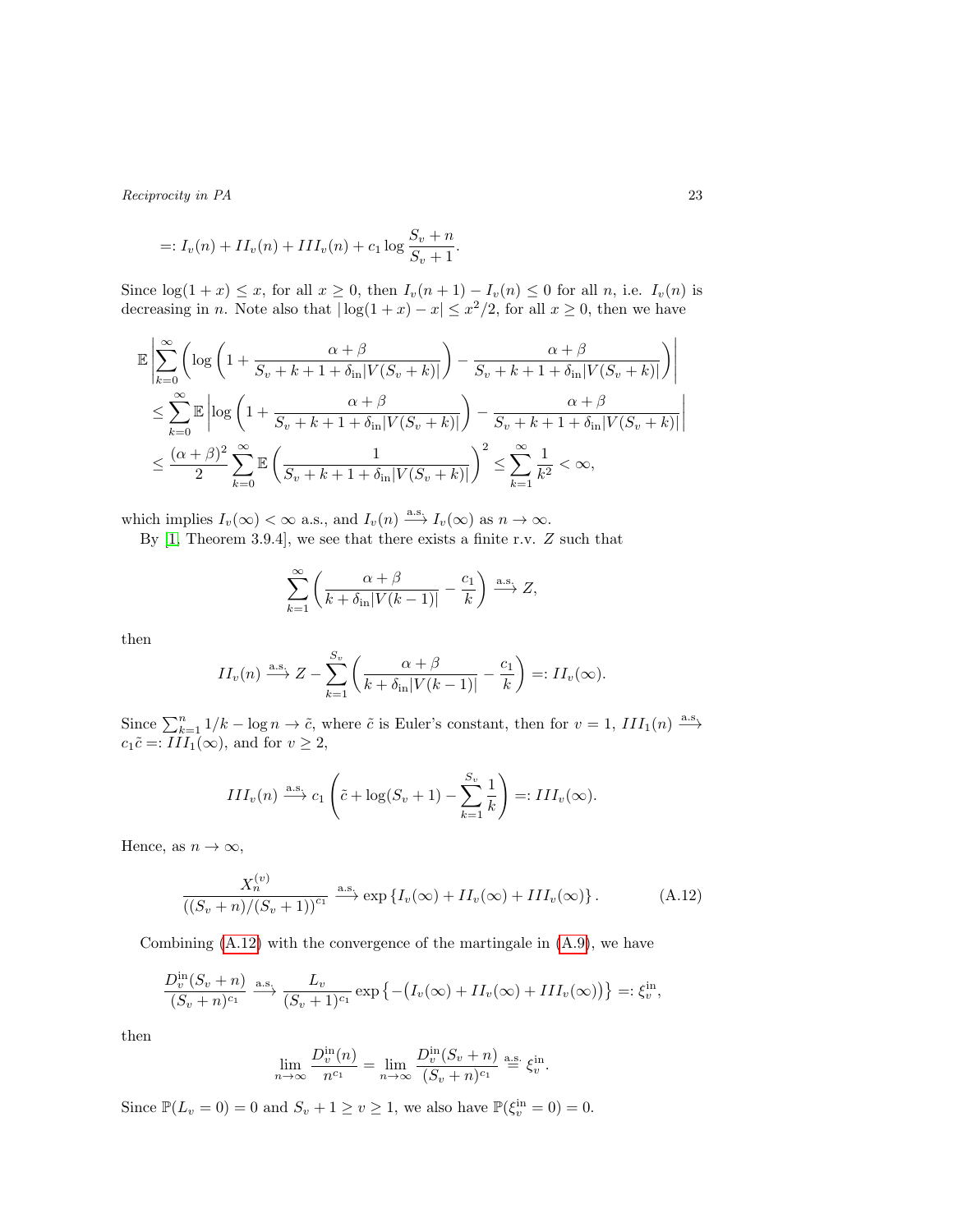$$=: I_v(n) + II_v(n) + III_v(n) + c_1 \log \frac{S_v + n}{S_v + 1}.$$

Since $\log(1+x) \le x$, for all $x \ge 0$, then $I_v(n+1) - I_v(n) \le 0$ for all $n$, i.e. $I_v(n)$ is decreasing in $n$. Note also that $|\log(1+x) - x| \le x^2/2$, for all $x \ge 0$, then we have

$$\begin{aligned}
&\mathbb{E}\left|\sum_{k=0}^{\infty}\left(\log\left(1+\frac{\alpha+\beta}{S_v+k+1+\delta_{\text{in}}|V(S_v+k)|}\right)-\frac{\alpha+\beta}{S_v+k+1+\delta_{\text{in}}|V(S_v+k)|}\right)\right| \\
&\quad\le \sum_{k=0}^{\infty}\mathbb{E}\left|\log\left(1+\frac{\alpha+\beta}{S_v+k+1+\delta_{\text{in}}|V(S_v+k)|}\right)-\frac{\alpha+\beta}{S_v+k+1+\delta_{\text{in}}|V(S_v+k)|}\right| \\
&\quad\le \frac{(\alpha+\beta)^2}{2}\sum_{k=0}^{\infty}\mathbb{E}\left(\frac{1}{S_v+k+1+\delta_{\text{in}}|V(S_v+k)|}\right)^2 \le \sum_{k=1}^{\infty}\frac{1}{k^2}<\infty,
\end{aligned}$$

which implies $I_v(\infty) < \infty$ a.s., and $I_v(n) \xrightarrow{\text{a.s.}} I_v(\infty)$ as $n \to \infty$.

By [1, Theorem 3.9.4], we see that there exists a finite r.v. $Z$ such that

$$\sum_{k=1}^{\infty}\left(\frac{\alpha+\beta}{k+\delta_{\text{in}}|V(k-1)|}-\frac{c_1}{k}\right) \xrightarrow{\text{a.s.}} Z,$$

then

$$II_v(n) \xrightarrow{\text{a.s.}} Z - \sum_{k=1}^{S_v}\left(\frac{\alpha+\beta}{k+\delta_{\text{in}}|V(k-1)|}-\frac{c_1}{k}\right) =: II_v(\infty).$$

Since $\sum_{k=1}^{n} 1/k - \log n \to \tilde{c}$, where $\tilde{c}$ is Euler's constant, then for $v=1$, $III_1(n) \xrightarrow{\text{a.s.}} c_1\tilde{c} =: III_1(\infty)$, and for $v \ge 2$,

$$III_v(n) \xrightarrow{\text{a.s.}} c_1\left(\tilde{c} + \log(S_v+1) - \sum_{k=1}^{S_v}\frac{1}{k}\right) =: III_v(\infty).$$

Hence, as $n \to \infty$,

$$\frac{X_n^{(v)}}{\left((S_v+n)/(S_v+1)\right)^{c_1}} \xrightarrow{\text{a.s.}} \exp\left\{I_v(\infty) + II_v(\infty) + III_v(\infty)\right\}. \tag{A.12}$$

Combining (A.12) with the convergence of the martingale in (A.9), we have

$$\frac{D_v^{\text{in}}(S_v+n)}{(S_v+n)^{c_1}} \xrightarrow{\text{a.s.}} \frac{L_v}{(S_v+1)^{c_1}}\exp\left\{-\left(I_v(\infty)+II_v(\infty)+III_v(\infty)\right)\right\} =: \xi_v^{\text{in}},$$

then

$$\lim_{n\to\infty}\frac{D_v^{\text{in}}(n)}{n^{c_1}} = \lim_{n\to\infty}\frac{D_v^{\text{in}}(S_v+n)}{(S_v+n)^{c_1}} \overset{\text{a.s.}}{=} \xi_v^{\text{in}}.$$

Since $\mathbb{P}(L_v = 0) = 0$ and $S_v + 1 \ge v \ge 1$, we also have $\mathbb{P}(\xi_v^{\text{in}} = 0) = 0$.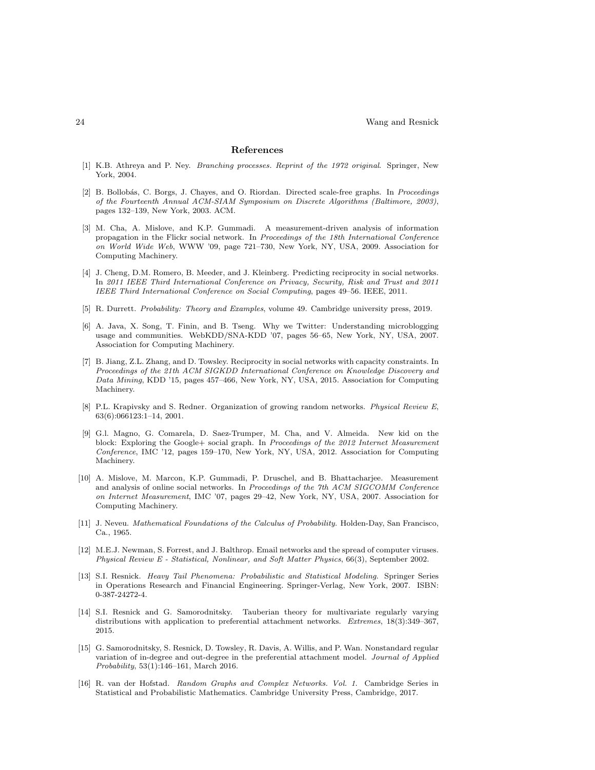## References

[1] K.B. Athreya and P. Ney. *Branching processes. Reprint of the 1972 original*. Springer, New York, 2004.

[2] B. Bollobás, C. Borgs, J. Chayes, and O. Riordan. Directed scale-free graphs. In *Proceedings of the Fourteenth Annual ACM-SIAM Symposium on Discrete Algorithms (Baltimore, 2003)*, pages 132–139, New York, 2003. ACM.

[3] M. Cha, A. Mislove, and K.P. Gummadi. A measurement-driven analysis of information propagation in the Flickr social network. In *Proceedings of the 18th International Conference on World Wide Web*, WWW '09, page 721–730, New York, NY, USA, 2009. Association for Computing Machinery.

[4] J. Cheng, D.M. Romero, B. Meeder, and J. Kleinberg. Predicting reciprocity in social networks. In *2011 IEEE Third International Conference on Privacy, Security, Risk and Trust and 2011 IEEE Third International Conference on Social Computing*, pages 49–56. IEEE, 2011.

[5] R. Durrett. *Probability: Theory and Examples*, volume 49. Cambridge university press, 2019.

[6] A. Java, X. Song, T. Finin, and B. Tseng. Why we Twitter: Understanding microblogging usage and communities. WebKDD/SNA-KDD '07, pages 56–65, New York, NY, USA, 2007. Association for Computing Machinery.

[7] B. Jiang, Z.L. Zhang, and D. Towsley. Reciprocity in social networks with capacity constraints. In *Proceedings of the 21th ACM SIGKDD International Conference on Knowledge Discovery and Data Mining*, KDD '15, pages 457–466, New York, NY, USA, 2015. Association for Computing Machinery.

[8] P.L. Krapivsky and S. Redner. Organization of growing random networks. *Physical Review E*, 63(6):066123:1–14, 2001.

[9] G.l. Magno, G. Comarela, D. Saez-Trumper, M. Cha, and V. Almeida. New kid on the block: Exploring the Google+ social graph. In *Proceedings of the 2012 Internet Measurement Conference*, IMC '12, pages 159–170, New York, NY, USA, 2012. Association for Computing Machinery.

[10] A. Mislove, M. Marcon, K.P. Gummadi, P. Druschel, and B. Bhattacharjee. Measurement and analysis of online social networks. In *Proceedings of the 7th ACM SIGCOMM Conference on Internet Measurement*, IMC '07, pages 29–42, New York, NY, USA, 2007. Association for Computing Machinery.

[11] J. Neveu. *Mathematical Foundations of the Calculus of Probability*. Holden-Day, San Francisco, Ca., 1965.

[12] M.E.J. Newman, S. Forrest, and J. Balthrop. Email networks and the spread of computer viruses. *Physical Review E - Statistical, Nonlinear, and Soft Matter Physics*, 66(3), September 2002.

[13] S.I. Resnick. *Heavy Tail Phenomena: Probabilistic and Statistical Modeling*. Springer Series in Operations Research and Financial Engineering. Springer-Verlag, New York, 2007. ISBN: 0-387-24272-4.

[14] S.I. Resnick and G. Samorodnitsky. Tauberian theory for multivariate regularly varying distributions with application to preferential attachment networks. *Extremes*, 18(3):349–367, 2015.

[15] G. Samorodnitsky, S. Resnick, D. Towsley, R. Davis, A. Willis, and P. Wan. Nonstandard regular variation of in-degree and out-degree in the preferential attachment model. *Journal of Applied Probability*, 53(1):146–161, March 2016.

[16] R. van der Hofstad. *Random Graphs and Complex Networks. Vol. 1.* Cambridge Series in Statistical and Probabilistic Mathematics. Cambridge University Press, Cambridge, 2017.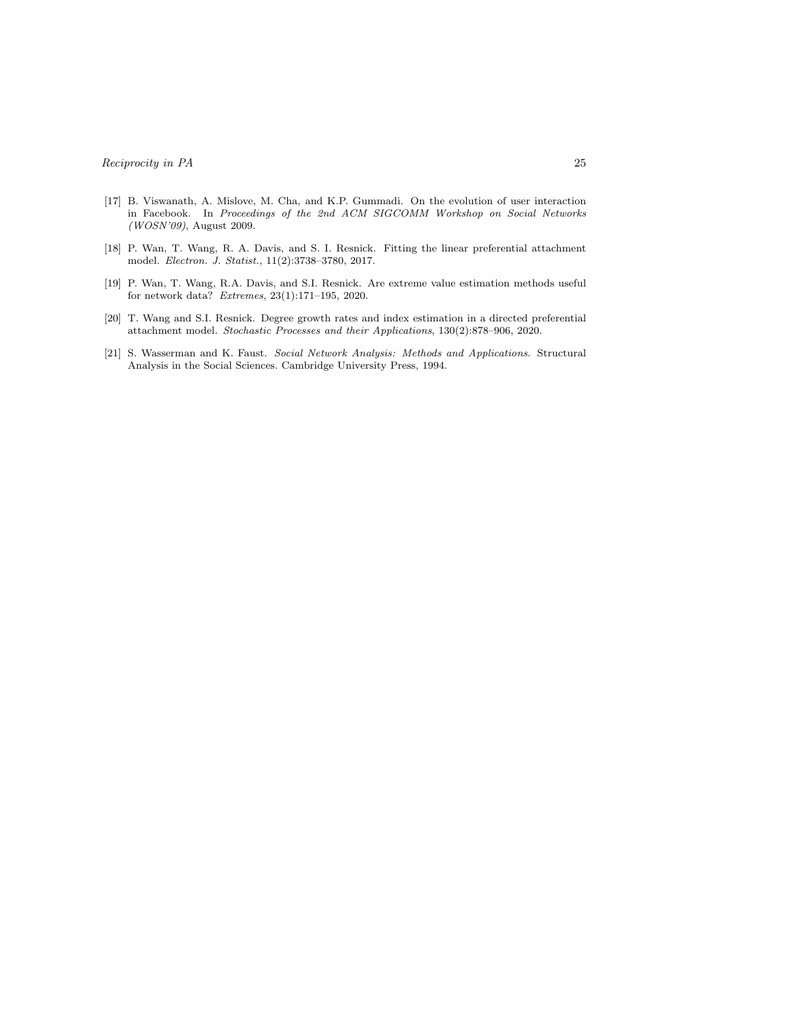[17] B. Viswanath, A. Mislove, M. Cha, and K.P. Gummadi. On the evolution of user interaction in Facebook. In *Proceedings of the 2nd ACM SIGCOMM Workshop on Social Networks (WOSN'09)*, August 2009.

[18] P. Wan, T. Wang, R. A. Davis, and S. I. Resnick. Fitting the linear preferential attachment model. *Electron. J. Statist.*, 11(2):3738–3780, 2017.

[19] P. Wan, T. Wang, R.A. Davis, and S.I. Resnick. Are extreme value estimation methods useful for network data? *Extremes*, 23(1):171–195, 2020.

[20] T. Wang and S.I. Resnick. Degree growth rates and index estimation in a directed preferential attachment model. *Stochastic Processes and their Applications*, 130(2):878–906, 2020.

[21] S. Wasserman and K. Faust. *Social Network Analysis: Methods and Applications*. Structural Analysis in the Social Sciences. Cambridge University Press, 1994.